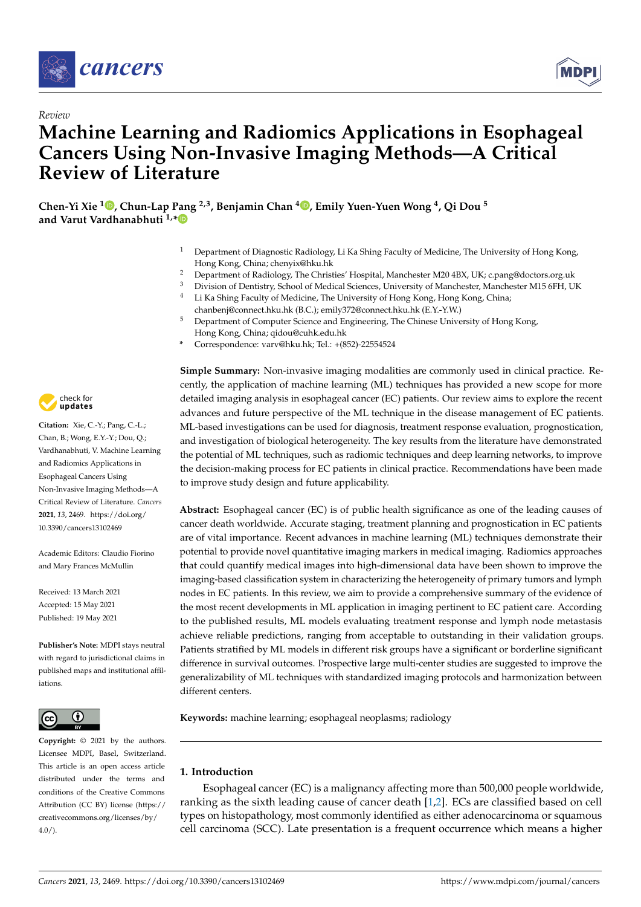*Review*

# Machine Learning and Radiomics Applications in Esophageal Cancers Using Non-Invasive Imaging Methods—A Critical Review of Literature

**Chen-Yi Xie [1], Chun-Lap Pang [2,3], Benjamin Chan [4], Emily Yuen-Yuen Wong [4], Qi Dou [5] and Varut Vardhanabhuti [1,*]**

[1] Department of Diagnostic Radiology, Li Ka Shing Faculty of Medicine, The University of Hong Kong, Hong Kong, China; chenyix@hku.hk

[2] Department of Radiology, The Christies' Hospital, Manchester M20 4BX, UK; c.pang@doctors.org.uk

[3] Division of Dentistry, School of Medical Sciences, University of Manchester, Manchester M15 6FH, UK

[4] Li Ka Shing Faculty of Medicine, The University of Hong Kong, Hong Kong, China; chanbenj@connect.hku.hk (B.C.); emily372@connect.hku.hk (E.Y.-Y.W.)

[5] Department of Computer Science and Engineering, The Chinese University of Hong Kong, Hong Kong, China; qidou@cuhk.edu.hk

\* Correspondence: varv@hku.hk; Tel.: +(852)-22554524

**Citation:** Xie, C.-Y.; Pang, C.-L.; Chan, B.; Wong, E.Y.-Y.; Dou, Q.; Vardhanabhuti, V. Machine Learning and Radiomics Applications in Esophageal Cancers Using Non-Invasive Imaging Methods—A Critical Review of Literature. *Cancers* **2021**, *13*, 2469. https://doi.org/10.3390/cancers13102469

Academic Editors: Claudio Fiorino and Mary Frances McMullin

Received: 13 March 2021
Accepted: 15 May 2021
Published: 19 May 2021

**Publisher's Note:** MDPI stays neutral with regard to jurisdictional claims in published maps and institutional affiliations.

**Copyright:** © 2021 by the authors. Licensee MDPI, Basel, Switzerland. This article is an open access article distributed under the terms and conditions of the Creative Commons Attribution (CC BY) license (https://creativecommons.org/licenses/by/4.0/).

**Simple Summary:** Non-invasive imaging modalities are commonly used in clinical practice. Recently, the application of machine learning (ML) techniques has provided a new scope for more detailed imaging analysis in esophageal cancer (EC) patients. Our review aims to explore the recent advances and future perspective of the ML technique in the disease management of EC patients. ML-based investigations can be used for diagnosis, treatment response evaluation, prognostication, and investigation of biological heterogeneity. The key results from the literature have demonstrated the potential of ML techniques, such as radiomic techniques and deep learning networks, to improve the decision-making process for EC patients in clinical practice. Recommendations have been made to improve study design and future applicability.

**Abstract:** Esophageal cancer (EC) is of public health significance as one of the leading causes of cancer death worldwide. Accurate staging, treatment planning and prognostication in EC patients are of vital importance. Recent advances in machine learning (ML) techniques demonstrate their potential to provide novel quantitative imaging markers in medical imaging. Radiomics approaches that could quantify medical images into high-dimensional data have been shown to improve the imaging-based classification system in characterizing the heterogeneity of primary tumors and lymph nodes in EC patients. In this review, we aim to provide a comprehensive summary of the evidence of the most recent developments in ML application in imaging pertinent to EC patient care. According to the published results, ML models evaluating treatment response and lymph node metastasis achieve reliable predictions, ranging from acceptable to outstanding in their validation groups. Patients stratified by ML models in different risk groups have a significant or borderline significant difference in survival outcomes. Prospective large multi-center studies are suggested to improve the generalizability of ML techniques with standardized imaging protocols and harmonization between different centers.

**Keywords:** machine learning; esophageal neoplasms; radiology

## 1. Introduction

Esophageal cancer (EC) is a malignancy affecting more than 500,000 people worldwide, ranking as the sixth leading cause of cancer death [1,2]. ECs are classified based on cell types on histopathology, most commonly identified as either adenocarcinoma or squamous cell carcinoma (SCC). Late presentation is a frequent occurrence which means a higher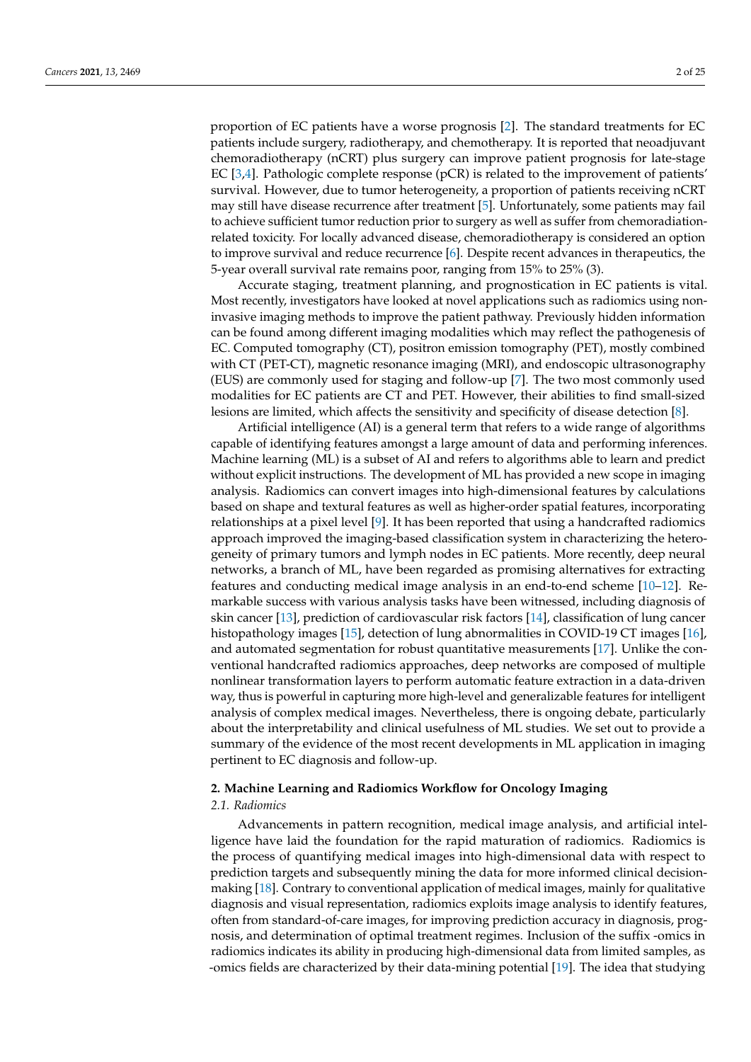proportion of EC patients have a worse prognosis [2]. The standard treatments for EC patients include surgery, radiotherapy, and chemotherapy. It is reported that neoadjuvant chemoradiotherapy (nCRT) plus surgery can improve patient prognosis for late-stage EC [3,4]. Pathologic complete response (pCR) is related to the improvement of patients' survival. However, due to tumor heterogeneity, a proportion of patients receiving nCRT may still have disease recurrence after treatment [5]. Unfortunately, some patients may fail to achieve sufficient tumor reduction prior to surgery as well as suffer from chemoradiation-related toxicity. For locally advanced disease, chemoradiotherapy is considered an option to improve survival and reduce recurrence [6]. Despite recent advances in therapeutics, the 5-year overall survival rate remains poor, ranging from 15% to 25% (3).

Accurate staging, treatment planning, and prognostication in EC patients is vital. Most recently, investigators have looked at novel applications such as radiomics using non-invasive imaging methods to improve the patient pathway. Previously hidden information can be found among different imaging modalities which may reflect the pathogenesis of EC. Computed tomography (CT), positron emission tomography (PET), mostly combined with CT (PET-CT), magnetic resonance imaging (MRI), and endoscopic ultrasonography (EUS) are commonly used for staging and follow-up [7]. The two most commonly used modalities for EC patients are CT and PET. However, their abilities to find small-sized lesions are limited, which affects the sensitivity and specificity of disease detection [8].

Artificial intelligence (AI) is a general term that refers to a wide range of algorithms capable of identifying features amongst a large amount of data and performing inferences. Machine learning (ML) is a subset of AI and refers to algorithms able to learn and predict without explicit instructions. The development of ML has provided a new scope in imaging analysis. Radiomics can convert images into high-dimensional features by calculations based on shape and textural features as well as higher-order spatial features, incorporating relationships at a pixel level [9]. It has been reported that using a handcrafted radiomics approach improved the imaging-based classification system in characterizing the heterogeneity of primary tumors and lymph nodes in EC patients. More recently, deep neural networks, a branch of ML, have been regarded as promising alternatives for extracting features and conducting medical image analysis in an end-to-end scheme [10–12]. Remarkable success with various analysis tasks have been witnessed, including diagnosis of skin cancer [13], prediction of cardiovascular risk factors [14], classification of lung cancer histopathology images [15], detection of lung abnormalities in COVID-19 CT images [16], and automated segmentation for robust quantitative measurements [17]. Unlike the conventional handcrafted radiomics approaches, deep networks are composed of multiple nonlinear transformation layers to perform automatic feature extraction in a data-driven way, thus is powerful in capturing more high-level and generalizable features for intelligent analysis of complex medical images. Nevertheless, there is ongoing debate, particularly about the interpretability and clinical usefulness of ML studies. We set out to provide a summary of the evidence of the most recent developments in ML application in imaging pertinent to EC diagnosis and follow-up.

## 2. Machine Learning and Radiomics Workflow for Oncology Imaging

### 2.1. Radiomics

Advancements in pattern recognition, medical image analysis, and artificial intelligence have laid the foundation for the rapid maturation of radiomics. Radiomics is the process of quantifying medical images into high-dimensional data with respect to prediction targets and subsequently mining the data for more informed clinical decision-making [18]. Contrary to conventional application of medical images, mainly for qualitative diagnosis and visual representation, radiomics exploits image analysis to identify features, often from standard-of-care images, for improving prediction accuracy in diagnosis, prognosis, and determination of optimal treatment regimes. Inclusion of the suffix -omics in radiomics indicates its ability in producing high-dimensional data from limited samples, as -omics fields are characterized by their data-mining potential [19]. The idea that studying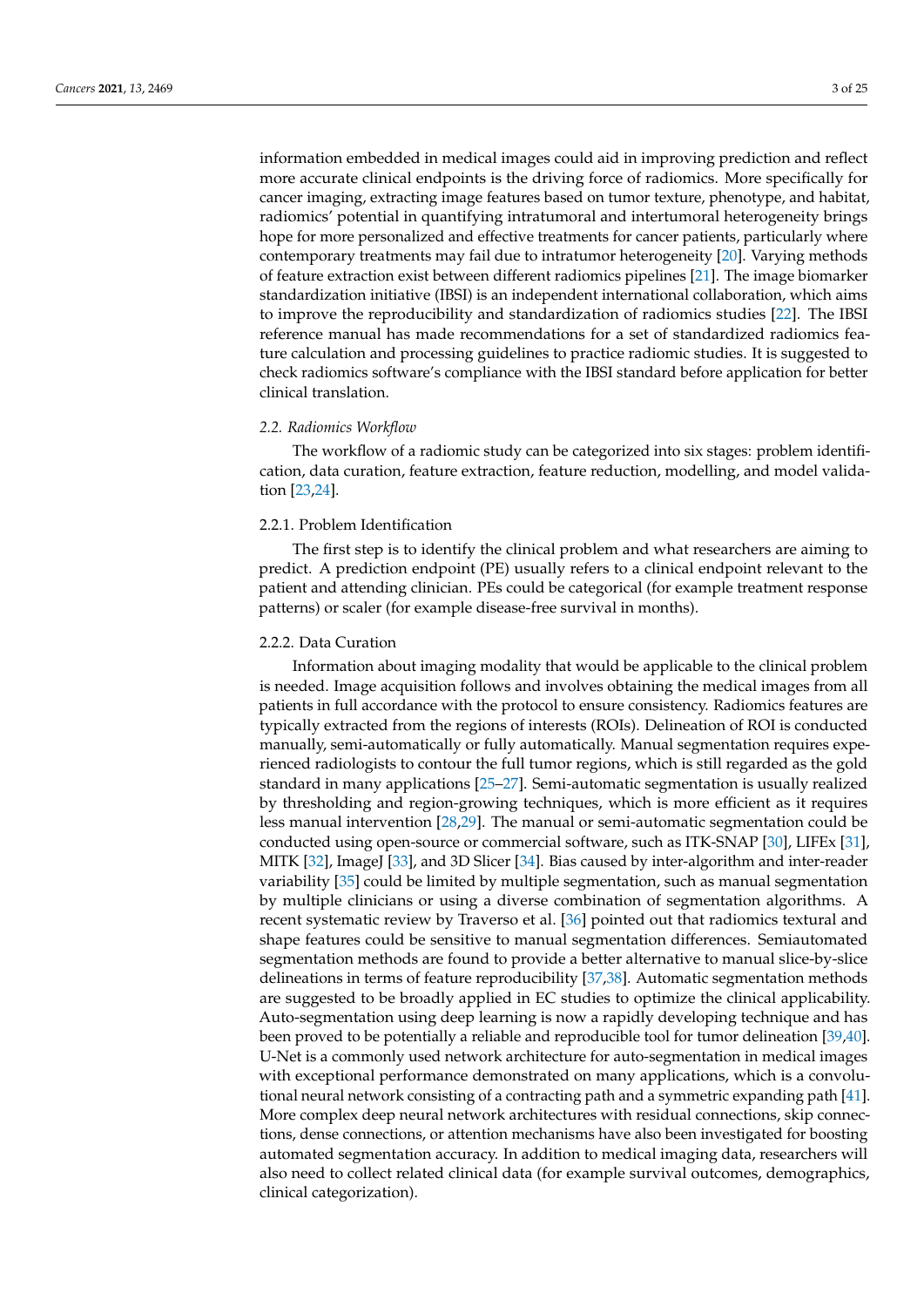information embedded in medical images could aid in improving prediction and reflect more accurate clinical endpoints is the driving force of radiomics. More specifically for cancer imaging, extracting image features based on tumor texture, phenotype, and habitat, radiomics' potential in quantifying intratumoral and intertumoral heterogeneity brings hope for more personalized and effective treatments for cancer patients, particularly where contemporary treatments may fail due to intratumor heterogeneity [20]. Varying methods of feature extraction exist between different radiomics pipelines [21]. The image biomarker standardization initiative (IBSI) is an independent international collaboration, which aims to improve the reproducibility and standardization of radiomics studies [22]. The IBSI reference manual has made recommendations for a set of standardized radiomics feature calculation and processing guidelines to practice radiomic studies. It is suggested to check radiomics software's compliance with the IBSI standard before application for better clinical translation.

### *2.2. Radiomics Workflow*

The workflow of a radiomic study can be categorized into six stages: problem identification, data curation, feature extraction, feature reduction, modelling, and model validation [23,24].

#### 2.2.1. Problem Identification

The first step is to identify the clinical problem and what researchers are aiming to predict. A prediction endpoint (PE) usually refers to a clinical endpoint relevant to the patient and attending clinician. PEs could be categorical (for example treatment response patterns) or scaler (for example disease-free survival in months).

#### 2.2.2. Data Curation

Information about imaging modality that would be applicable to the clinical problem is needed. Image acquisition follows and involves obtaining the medical images from all patients in full accordance with the protocol to ensure consistency. Radiomics features are typically extracted from the regions of interests (ROIs). Delineation of ROI is conducted manually, semi-automatically or fully automatically. Manual segmentation requires experienced radiologists to contour the full tumor regions, which is still regarded as the gold standard in many applications [25–27]. Semi-automatic segmentation is usually realized by thresholding and region-growing techniques, which is more efficient as it requires less manual intervention [28,29]. The manual or semi-automatic segmentation could be conducted using open-source or commercial software, such as ITK-SNAP [30], LIFEx [31], MITK [32], ImageJ [33], and 3D Slicer [34]. Bias caused by inter-algorithm and inter-reader variability [35] could be limited by multiple segmentation, such as manual segmentation by multiple clinicians or using a diverse combination of segmentation algorithms. A recent systematic review by Traverso et al. [36] pointed out that radiomics textural and shape features could be sensitive to manual segmentation differences. Semiautomated segmentation methods are found to provide a better alternative to manual slice-by-slice delineations in terms of feature reproducibility [37,38]. Automatic segmentation methods are suggested to be broadly applied in EC studies to optimize the clinical applicability. Auto-segmentation using deep learning is now a rapidly developing technique and has been proved to be potentially a reliable and reproducible tool for tumor delineation [39,40]. U-Net is a commonly used network architecture for auto-segmentation in medical images with exceptional performance demonstrated on many applications, which is a convolutional neural network consisting of a contracting path and a symmetric expanding path [41]. More complex deep neural network architectures with residual connections, skip connections, dense connections, or attention mechanisms have also been investigated for boosting automated segmentation accuracy. In addition to medical imaging data, researchers will also need to collect related clinical data (for example survival outcomes, demographics, clinical categorization).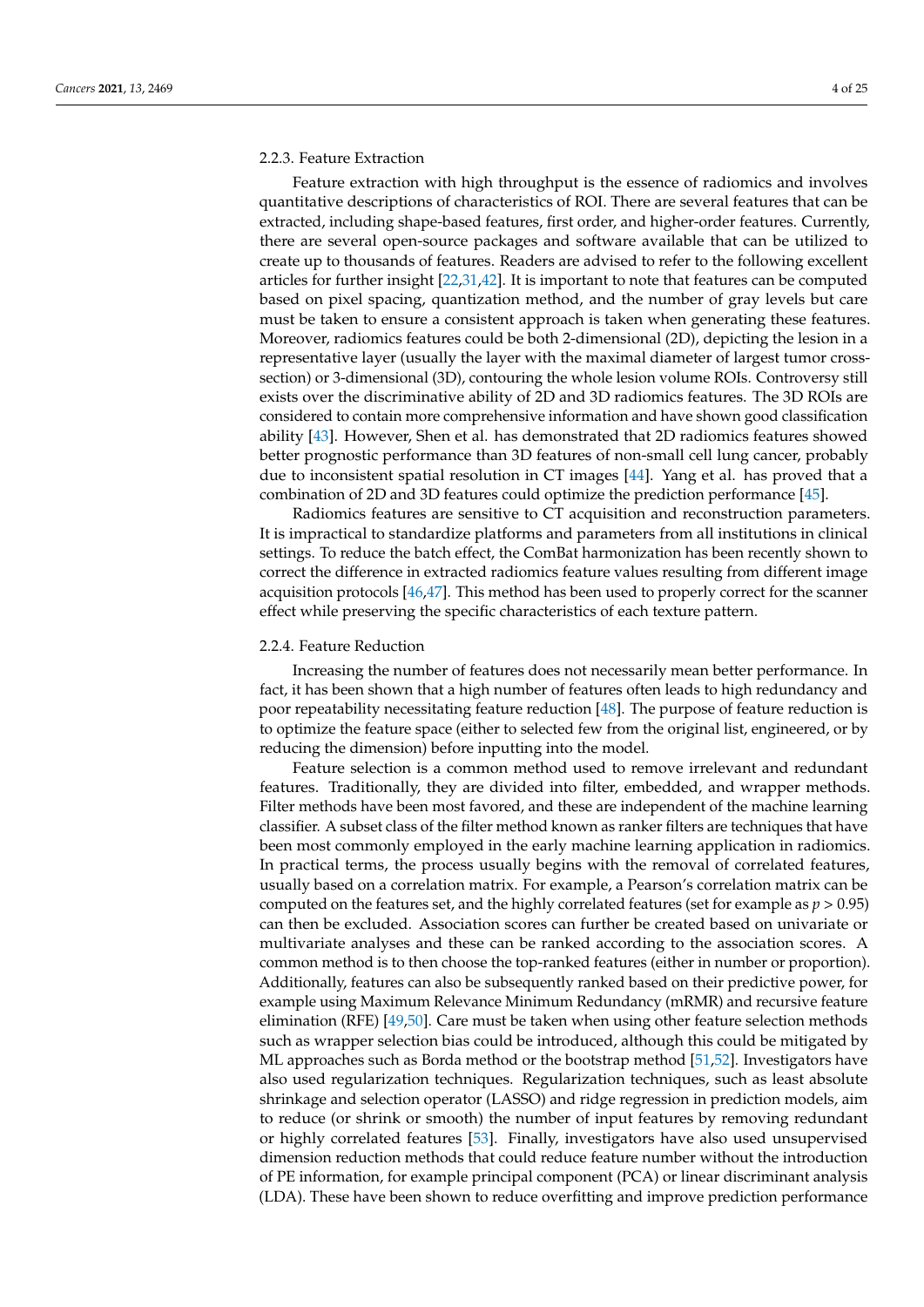#### 2.2.3. Feature Extraction

Feature extraction with high throughput is the essence of radiomics and involves quantitative descriptions of characteristics of ROI. There are several features that can be extracted, including shape-based features, first order, and higher-order features. Currently, there are several open-source packages and software available that can be utilized to create up to thousands of features. Readers are advised to refer to the following excellent articles for further insight [22,31,42]. It is important to note that features can be computed based on pixel spacing, quantization method, and the number of gray levels but care must be taken to ensure a consistent approach is taken when generating these features. Moreover, radiomics features could be both 2-dimensional (2D), depicting the lesion in a representative layer (usually the layer with the maximal diameter of largest tumor cross-section) or 3-dimensional (3D), contouring the whole lesion volume ROIs. Controversy still exists over the discriminative ability of 2D and 3D radiomics features. The 3D ROIs are considered to contain more comprehensive information and have shown good classification ability [43]. However, Shen et al. has demonstrated that 2D radiomics features showed better prognostic performance than 3D features of non-small cell lung cancer, probably due to inconsistent spatial resolution in CT images [44]. Yang et al. has proved that a combination of 2D and 3D features could optimize the prediction performance [45].

Radiomics features are sensitive to CT acquisition and reconstruction parameters. It is impractical to standardize platforms and parameters from all institutions in clinical settings. To reduce the batch effect, the ComBat harmonization has been recently shown to correct the difference in extracted radiomics feature values resulting from different image acquisition protocols [46,47]. This method has been used to properly correct for the scanner effect while preserving the specific characteristics of each texture pattern.

#### 2.2.4. Feature Reduction

Increasing the number of features does not necessarily mean better performance. In fact, it has been shown that a high number of features often leads to high redundancy and poor repeatability necessitating feature reduction [48]. The purpose of feature reduction is to optimize the feature space (either to selected few from the original list, engineered, or by reducing the dimension) before inputting into the model.

Feature selection is a common method used to remove irrelevant and redundant features. Traditionally, they are divided into filter, embedded, and wrapper methods. Filter methods have been most favored, and these are independent of the machine learning classifier. A subset class of the filter method known as ranker filters are techniques that have been most commonly employed in the early machine learning application in radiomics. In practical terms, the process usually begins with the removal of correlated features, usually based on a correlation matrix. For example, a Pearson's correlation matrix can be computed on the features set, and the highly correlated features (set for example as $p > 0.95$) can then be excluded. Association scores can further be created based on univariate or multivariate analyses and these can be ranked according to the association scores. A common method is to then choose the top-ranked features (either in number or proportion). Additionally, features can also be subsequently ranked based on their predictive power, for example using Maximum Relevance Minimum Redundancy (mRMR) and recursive feature elimination (RFE) [49,50]. Care must be taken when using other feature selection methods such as wrapper selection bias could be introduced, although this could be mitigated by ML approaches such as Borda method or the bootstrap method [51,52]. Investigators have also used regularization techniques. Regularization techniques, such as least absolute shrinkage and selection operator (LASSO) and ridge regression in prediction models, aim to reduce (or shrink or smooth) the number of input features by removing redundant or highly correlated features [53]. Finally, investigators have also used unsupervised dimension reduction methods that could reduce feature number without the introduction of PE information, for example principal component (PCA) or linear discriminant analysis (LDA). These have been shown to reduce overfitting and improve prediction performance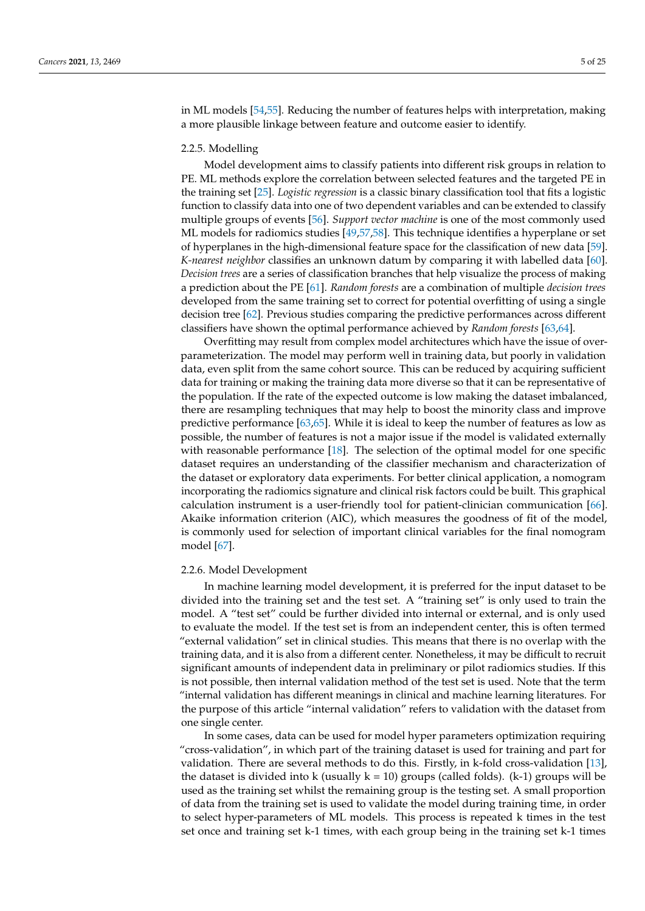in ML models [54,55]. Reducing the number of features helps with interpretation, making a more plausible linkage between feature and outcome easier to identify.

#### 2.2.5. Modelling

Model development aims to classify patients into different risk groups in relation to PE. ML methods explore the correlation between selected features and the targeted PE in the training set [25]. *Logistic regression* is a classic binary classification tool that fits a logistic function to classify data into one of two dependent variables and can be extended to classify multiple groups of events [56]. *Support vector machine* is one of the most commonly used ML models for radiomics studies [49,57,58]. This technique identifies a hyperplane or set of hyperplanes in the high-dimensional feature space for the classification of new data [59]. *K-nearest neighbor* classifies an unknown datum by comparing it with labelled data [60]. *Decision trees* are a series of classification branches that help visualize the process of making a prediction about the PE [61]. *Random forests* are a combination of multiple *decision trees* developed from the same training set to correct for potential overfitting of using a single decision tree [62]. Previous studies comparing the predictive performances across different classifiers have shown the optimal performance achieved by *Random forests* [63,64].

Overfitting may result from complex model architectures which have the issue of over-parameterization. The model may perform well in training data, but poorly in validation data, even split from the same cohort source. This can be reduced by acquiring sufficient data for training or making the training data more diverse so that it can be representative of the population. If the rate of the expected outcome is low making the dataset imbalanced, there are resampling techniques that may help to boost the minority class and improve predictive performance [63,65]. While it is ideal to keep the number of features as low as possible, the number of features is not a major issue if the model is validated externally with reasonable performance [18]. The selection of the optimal model for one specific dataset requires an understanding of the classifier mechanism and characterization of the dataset or exploratory data experiments. For better clinical application, a nomogram incorporating the radiomics signature and clinical risk factors could be built. This graphical calculation instrument is a user-friendly tool for patient-clinician communication [66]. Akaike information criterion (AIC), which measures the goodness of fit of the model, is commonly used for selection of important clinical variables for the final nomogram model [67].

#### 2.2.6. Model Development

In machine learning model development, it is preferred for the input dataset to be divided into the training set and the test set. A "training set" is only used to train the model. A "test set" could be further divided into internal or external, and is only used to evaluate the model. If the test set is from an independent center, this is often termed "external validation" set in clinical studies. This means that there is no overlap with the training data, and it is also from a different center. Nonetheless, it may be difficult to recruit significant amounts of independent data in preliminary or pilot radiomics studies. If this is not possible, then internal validation method of the test set is used. Note that the term "internal validation has different meanings in clinical and machine learning literatures. For the purpose of this article "internal validation" refers to validation with the dataset from one single center.

In some cases, data can be used for model hyper parameters optimization requiring "cross-validation", in which part of the training dataset is used for training and part for validation. There are several methods to do this. Firstly, in k-fold cross-validation [13], the dataset is divided into k (usually k = 10) groups (called folds). (k-1) groups will be used as the training set whilst the remaining group is the testing set. A small proportion of data from the training set is used to validate the model during training time, in order to select hyper-parameters of ML models. This process is repeated k times in the test set once and training set k-1 times, with each group being in the training set k-1 times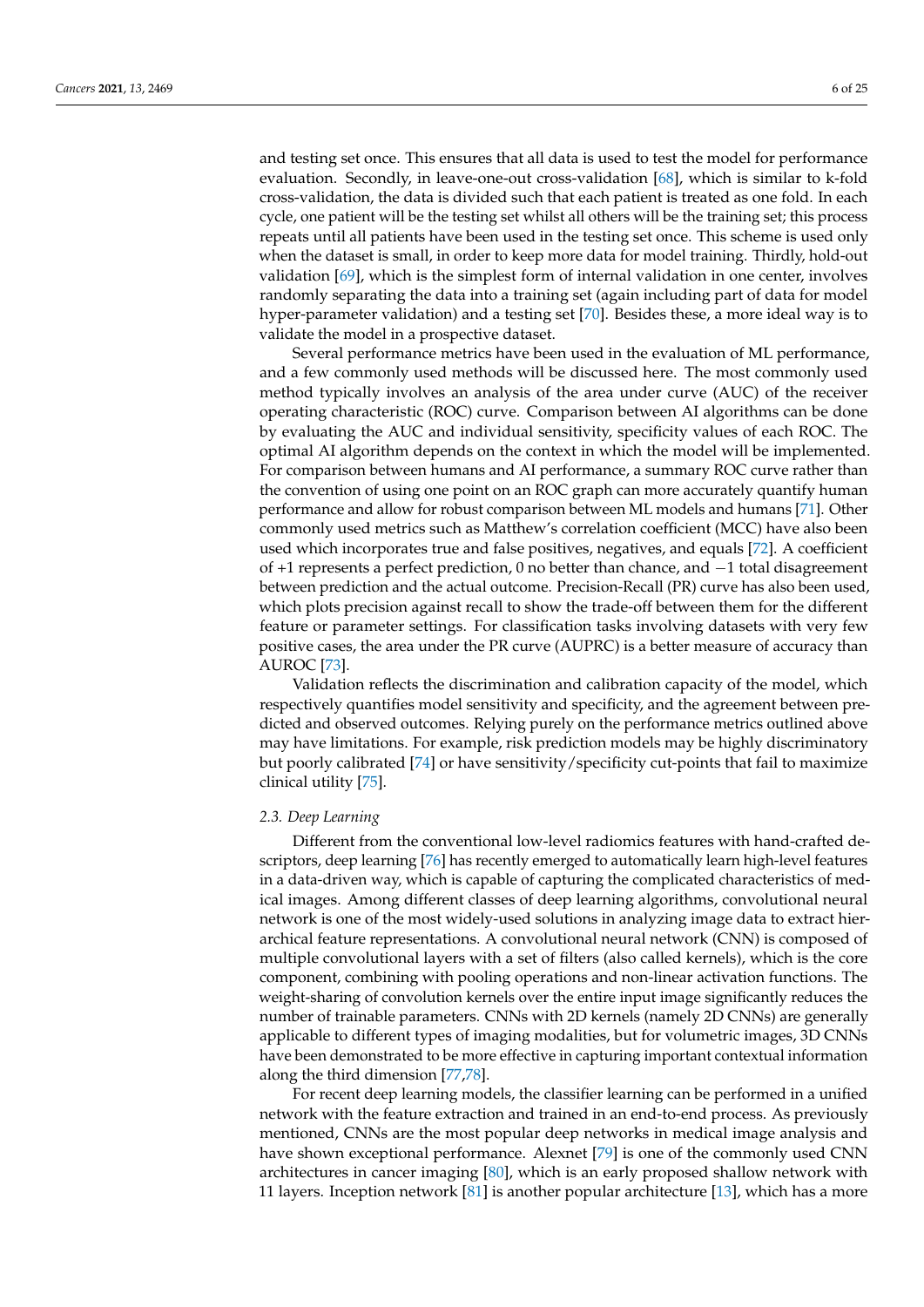and testing set once. This ensures that all data is used to test the model for performance evaluation. Secondly, in leave-one-out cross-validation [68], which is similar to k-fold cross-validation, the data is divided such that each patient is treated as one fold. In each cycle, one patient will be the testing set whilst all others will be the training set; this process repeats until all patients have been used in the testing set once. This scheme is used only when the dataset is small, in order to keep more data for model training. Thirdly, hold-out validation [69], which is the simplest form of internal validation in one center, involves randomly separating the data into a training set (again including part of data for model hyper-parameter validation) and a testing set [70]. Besides these, a more ideal way is to validate the model in a prospective dataset.

Several performance metrics have been used in the evaluation of ML performance, and a few commonly used methods will be discussed here. The most commonly used method typically involves an analysis of the area under curve (AUC) of the receiver operating characteristic (ROC) curve. Comparison between AI algorithms can be done by evaluating the AUC and individual sensitivity, specificity values of each ROC. The optimal AI algorithm depends on the context in which the model will be implemented. For comparison between humans and AI performance, a summary ROC curve rather than the convention of using one point on an ROC graph can more accurately quantify human performance and allow for robust comparison between ML models and humans [71]. Other commonly used metrics such as Matthew's correlation coefficient (MCC) have also been used which incorporates true and false positives, negatives, and equals [72]. A coefficient of +1 represents a perfect prediction, 0 no better than chance, and −1 total disagreement between prediction and the actual outcome. Precision-Recall (PR) curve has also been used, which plots precision against recall to show the trade-off between them for the different feature or parameter settings. For classification tasks involving datasets with very few positive cases, the area under the PR curve (AUPRC) is a better measure of accuracy than AUROC [73].

Validation reflects the discrimination and calibration capacity of the model, which respectively quantifies model sensitivity and specificity, and the agreement between predicted and observed outcomes. Relying purely on the performance metrics outlined above may have limitations. For example, risk prediction models may be highly discriminatory but poorly calibrated [74] or have sensitivity/specificity cut-points that fail to maximize clinical utility [75].

### *2.3. Deep Learning*

Different from the conventional low-level radiomics features with hand-crafted descriptors, deep learning [76] has recently emerged to automatically learn high-level features in a data-driven way, which is capable of capturing the complicated characteristics of medical images. Among different classes of deep learning algorithms, convolutional neural network is one of the most widely-used solutions in analyzing image data to extract hierarchical feature representations. A convolutional neural network (CNN) is composed of multiple convolutional layers with a set of filters (also called kernels), which is the core component, combining with pooling operations and non-linear activation functions. The weight-sharing of convolution kernels over the entire input image significantly reduces the number of trainable parameters. CNNs with 2D kernels (namely 2D CNNs) are generally applicable to different types of imaging modalities, but for volumetric images, 3D CNNs have been demonstrated to be more effective in capturing important contextual information along the third dimension [77,78].

For recent deep learning models, the classifier learning can be performed in a unified network with the feature extraction and trained in an end-to-end process. As previously mentioned, CNNs are the most popular deep networks in medical image analysis and have shown exceptional performance. Alexnet [79] is one of the commonly used CNN architectures in cancer imaging [80], which is an early proposed shallow network with 11 layers. Inception network [81] is another popular architecture [13], which has a more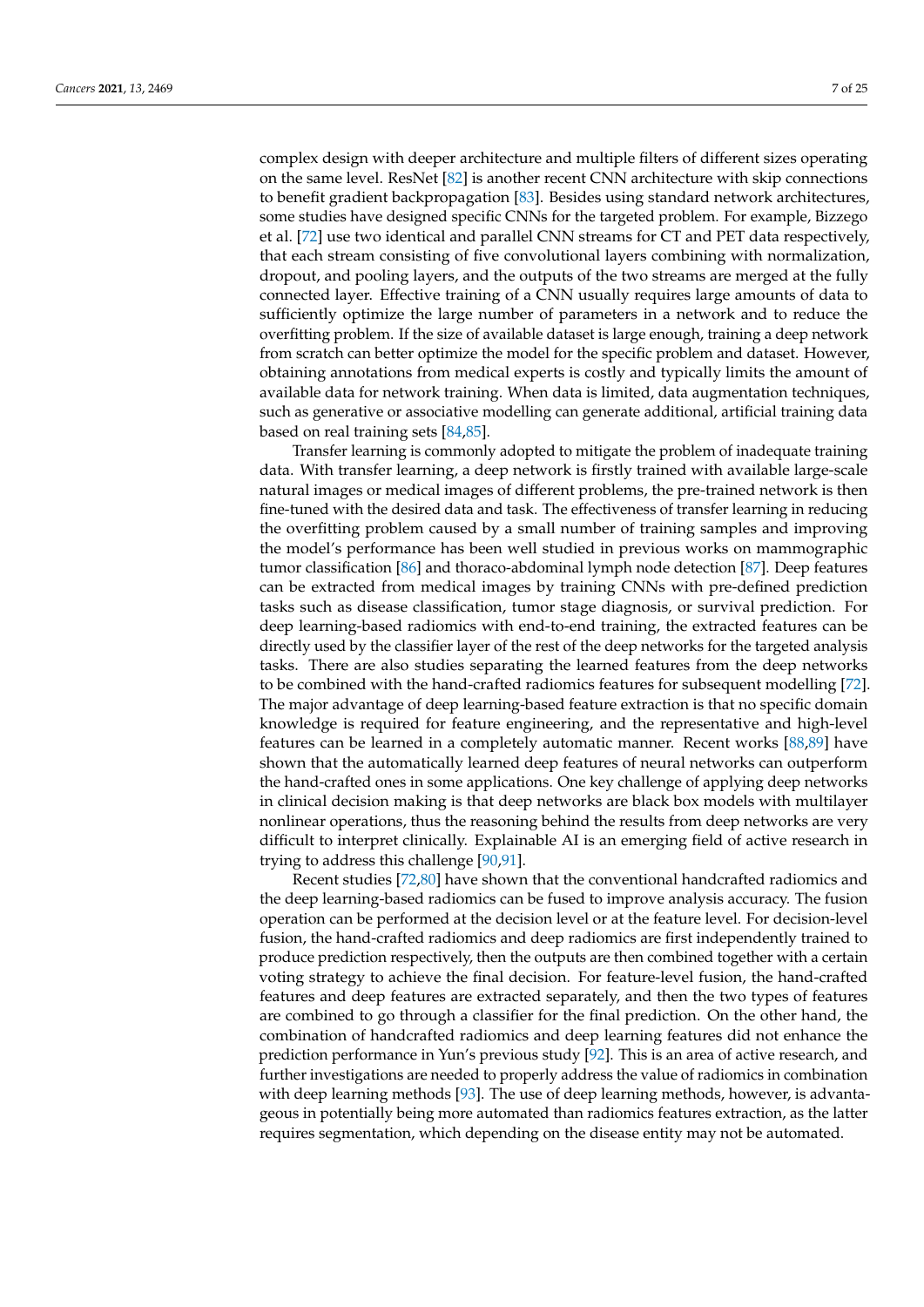complex design with deeper architecture and multiple filters of different sizes operating on the same level. ResNet [82] is another recent CNN architecture with skip connections to benefit gradient backpropagation [83]. Besides using standard network architectures, some studies have designed specific CNNs for the targeted problem. For example, Bizzego et al. [72] use two identical and parallel CNN streams for CT and PET data respectively, that each stream consisting of five convolutional layers combining with normalization, dropout, and pooling layers, and the outputs of the two streams are merged at the fully connected layer. Effective training of a CNN usually requires large amounts of data to sufficiently optimize the large number of parameters in a network and to reduce the overfitting problem. If the size of available dataset is large enough, training a deep network from scratch can better optimize the model for the specific problem and dataset. However, obtaining annotations from medical experts is costly and typically limits the amount of available data for network training. When data is limited, data augmentation techniques, such as generative or associative modelling can generate additional, artificial training data based on real training sets [84,85].

Transfer learning is commonly adopted to mitigate the problem of inadequate training data. With transfer learning, a deep network is firstly trained with available large-scale natural images or medical images of different problems, the pre-trained network is then fine-tuned with the desired data and task. The effectiveness of transfer learning in reducing the overfitting problem caused by a small number of training samples and improving the model's performance has been well studied in previous works on mammographic tumor classification [86] and thoraco-abdominal lymph node detection [87]. Deep features can be extracted from medical images by training CNNs with pre-defined prediction tasks such as disease classification, tumor stage diagnosis, or survival prediction. For deep learning-based radiomics with end-to-end training, the extracted features can be directly used by the classifier layer of the rest of the deep networks for the targeted analysis tasks. There are also studies separating the learned features from the deep networks to be combined with the hand-crafted radiomics features for subsequent modelling [72]. The major advantage of deep learning-based feature extraction is that no specific domain knowledge is required for feature engineering, and the representative and high-level features can be learned in a completely automatic manner. Recent works [88,89] have shown that the automatically learned deep features of neural networks can outperform the hand-crafted ones in some applications. One key challenge of applying deep networks in clinical decision making is that deep networks are black box models with multilayer nonlinear operations, thus the reasoning behind the results from deep networks are very difficult to interpret clinically. Explainable AI is an emerging field of active research in trying to address this challenge [90,91].

Recent studies [72,80] have shown that the conventional handcrafted radiomics and the deep learning-based radiomics can be fused to improve analysis accuracy. The fusion operation can be performed at the decision level or at the feature level. For decision-level fusion, the hand-crafted radiomics and deep radiomics are first independently trained to produce prediction respectively, then the outputs are then combined together with a certain voting strategy to achieve the final decision. For feature-level fusion, the hand-crafted features and deep features are extracted separately, and then the two types of features are combined to go through a classifier for the final prediction. On the other hand, the combination of handcrafted radiomics and deep learning features did not enhance the prediction performance in Yun's previous study [92]. This is an area of active research, and further investigations are needed to properly address the value of radiomics in combination with deep learning methods [93]. The use of deep learning methods, however, is advantageous in potentially being more automated than radiomics features extraction, as the latter requires segmentation, which depending on the disease entity may not be automated.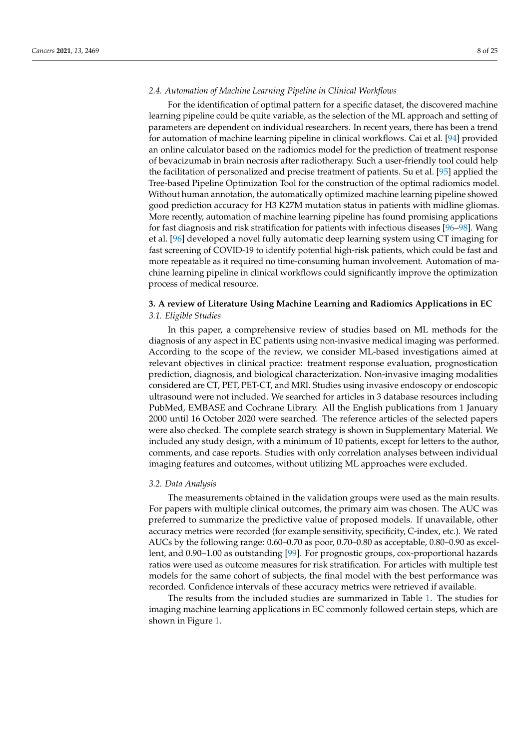### 2.4. Automation of Machine Learning Pipeline in Clinical Workflows

For the identification of optimal pattern for a specific dataset, the discovered machine learning pipeline could be quite variable, as the selection of the ML approach and setting of parameters are dependent on individual researchers. In recent years, there has been a trend for automation of machine learning pipeline in clinical workflows. Cai et al. [94] provided an online calculator based on the radiomics model for the prediction of treatment response of bevacizumab in brain necrosis after radiotherapy. Such a user-friendly tool could help the facilitation of personalized and precise treatment of patients. Su et al. [95] applied the Tree-based Pipeline Optimization Tool for the construction of the optimal radiomics model. Without human annotation, the automatically optimized machine learning pipeline showed good prediction accuracy for H3 K27M mutation status in patients with midline gliomas. More recently, automation of machine learning pipeline has found promising applications for fast diagnosis and risk stratification for patients with infectious diseases [96–98]. Wang et al. [96] developed a novel fully automatic deep learning system using CT imaging for fast screening of COVID-19 to identify potential high-risk patients, which could be fast and more repeatable as it required no time-consuming human involvement. Automation of machine learning pipeline in clinical workflows could significantly improve the optimization process of medical resource.

## 3. A review of Literature Using Machine Learning and Radiomics Applications in EC

### 3.1. Eligible Studies

In this paper, a comprehensive review of studies based on ML methods for the diagnosis of any aspect in EC patients using non-invasive medical imaging was performed. According to the scope of the review, we consider ML-based investigations aimed at relevant objectives in clinical practice: treatment response evaluation, prognostication prediction, diagnosis, and biological characterization. Non-invasive imaging modalities considered are CT, PET, PET-CT, and MRI. Studies using invasive endoscopy or endoscopic ultrasound were not included. We searched for articles in 3 database resources including PubMed, EMBASE and Cochrane Library. All the English publications from 1 January 2000 until 16 October 2020 were searched. The reference articles of the selected papers were also checked. The complete search strategy is shown in Supplementary Material. We included any study design, with a minimum of 10 patients, except for letters to the author, comments, and case reports. Studies with only correlation analyses between individual imaging features and outcomes, without utilizing ML approaches were excluded.

### 3.2. Data Analysis

The measurements obtained in the validation groups were used as the main results. For papers with multiple clinical outcomes, the primary aim was chosen. The AUC was preferred to summarize the predictive value of proposed models. If unavailable, other accuracy metrics were recorded (for example sensitivity, specificity, C-index, etc.). We rated AUCs by the following range: 0.60–0.70 as poor, 0.70–0.80 as acceptable, 0.80–0.90 as excellent, and 0.90–1.00 as outstanding [99]. For prognostic groups, cox-proportional hazards ratios were used as outcome measures for risk stratification. For articles with multiple test models for the same cohort of subjects, the final model with the best performance was recorded. Confidence intervals of these accuracy metrics were retrieved if available.

The results from the included studies are summarized in Table 1. The studies for imaging machine learning applications in EC commonly followed certain steps, which are shown in Figure 1.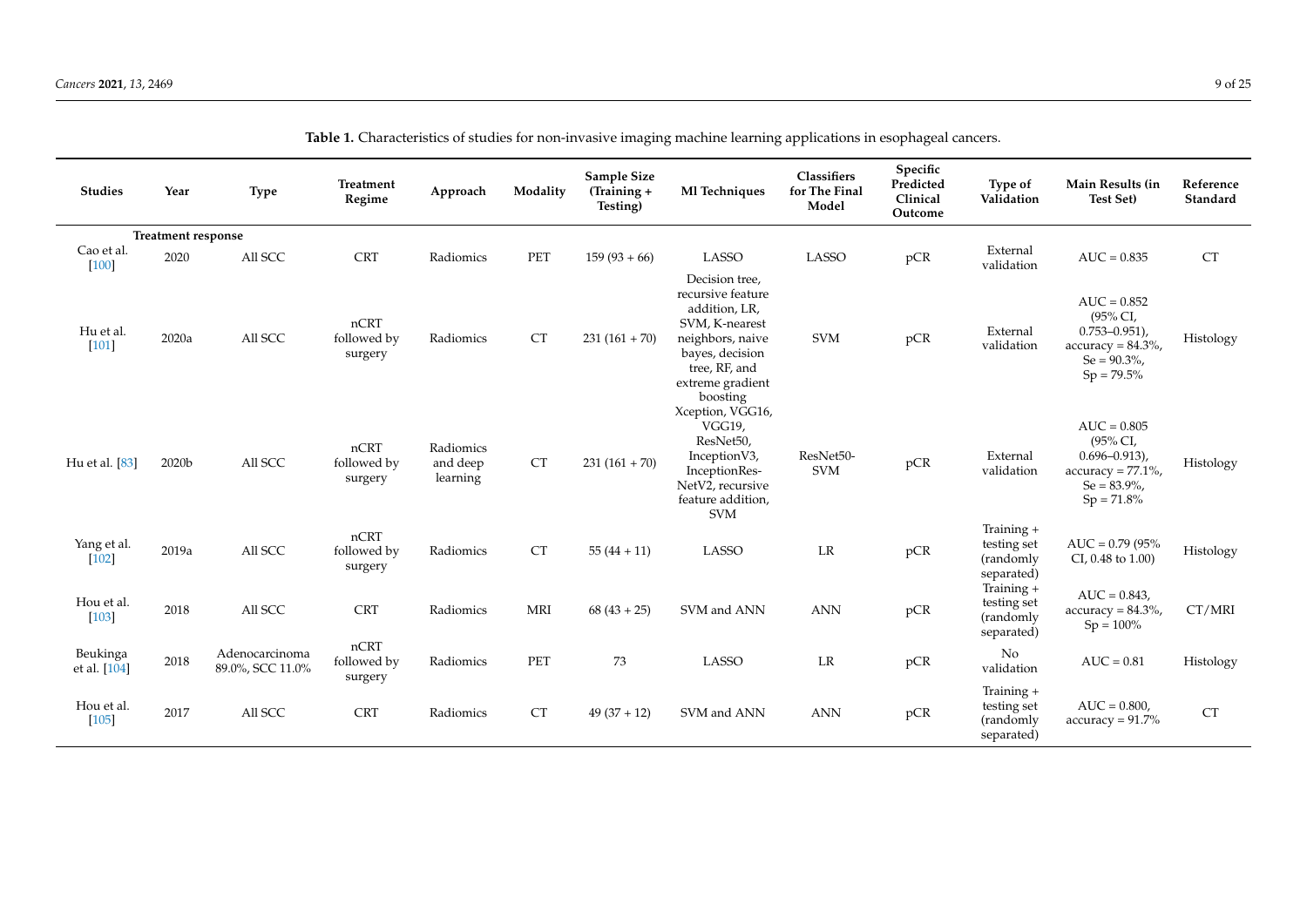**Table 1.** Characteristics of studies for non-invasive imaging machine learning applications in esophageal cancers.

| Studies | Year | Type | Treatment Regime | Approach | Modality | Sample Size (Training + Testing) | Ml Techniques | Classifiers for The Final Model | Specific Predicted Clinical Outcome | Type of Validation | Main Results (in Test Set) | Reference Standard |
|---|---|---|---|---|---|---|---|---|---|---|---|---|
| **Treatment response** | | | | | | | | | | | | |
| Cao et al. [100] | 2020 | All SCC | CRT | Radiomics | PET | 159 (93 + 66) | LASSO | LASSO | pCR | External validation | AUC = 0.835 | CT |
| Hu et al. [101] | 2020a | All SCC | nCRT followed by surgery | Radiomics | CT | 231 (161 + 70) | Decision tree, recursive feature addition, LR, SVM, K-nearest neighbors, naive bayes, decision tree, RF, and extreme gradient boosting | SVM | pCR | External validation | AUC = 0.852 (95% CI, 0.753–0.951), accuracy = 84.3%, Se = 90.3%, Sp = 79.5% | Histology |
| Hu et al. [83] | 2020b | All SCC | nCRT followed by surgery | Radiomics and deep learning | CT | 231 (161 + 70) | Xception, VGG16, VGG19, ResNet50, InceptionV3, InceptionRes-NetV2, recursive feature addition, SVM | ResNet50-SVM | pCR | External validation | AUC = 0.805 (95% CI, 0.696–0.913), accuracy = 77.1%, Se = 83.9%, Sp = 71.8% | Histology |
| Yang et al. [102] | 2019a | All SCC | nCRT followed by surgery | Radiomics | CT | 55 (44 + 11) | LASSO | LR | pCR | Training + testing set (randomly separated) | AUC = 0.79 (95% CI, 0.48 to 1.00) | Histology |
| Hou et al. [103] | 2018 | All SCC | CRT | Radiomics | MRI | 68 (43 + 25) | SVM and ANN | ANN | pCR | Training + testing set (randomly separated) | AUC = 0.843, accuracy = 84.3%, Sp = 100% | CT/MRI |
| Beukinga et al. [104] | 2018 | Adenocarcinoma 89.0%, SCC 11.0% | nCRT followed by surgery | Radiomics | PET | 73 | LASSO | LR | pCR | No validation | AUC = 0.81 | Histology |
| Hou et al. [105] | 2017 | All SCC | CRT | Radiomics | CT | 49 (37 + 12) | SVM and ANN | ANN | pCR | Training + testing set (randomly separated) | AUC = 0.800, accuracy = 91.7% | CT |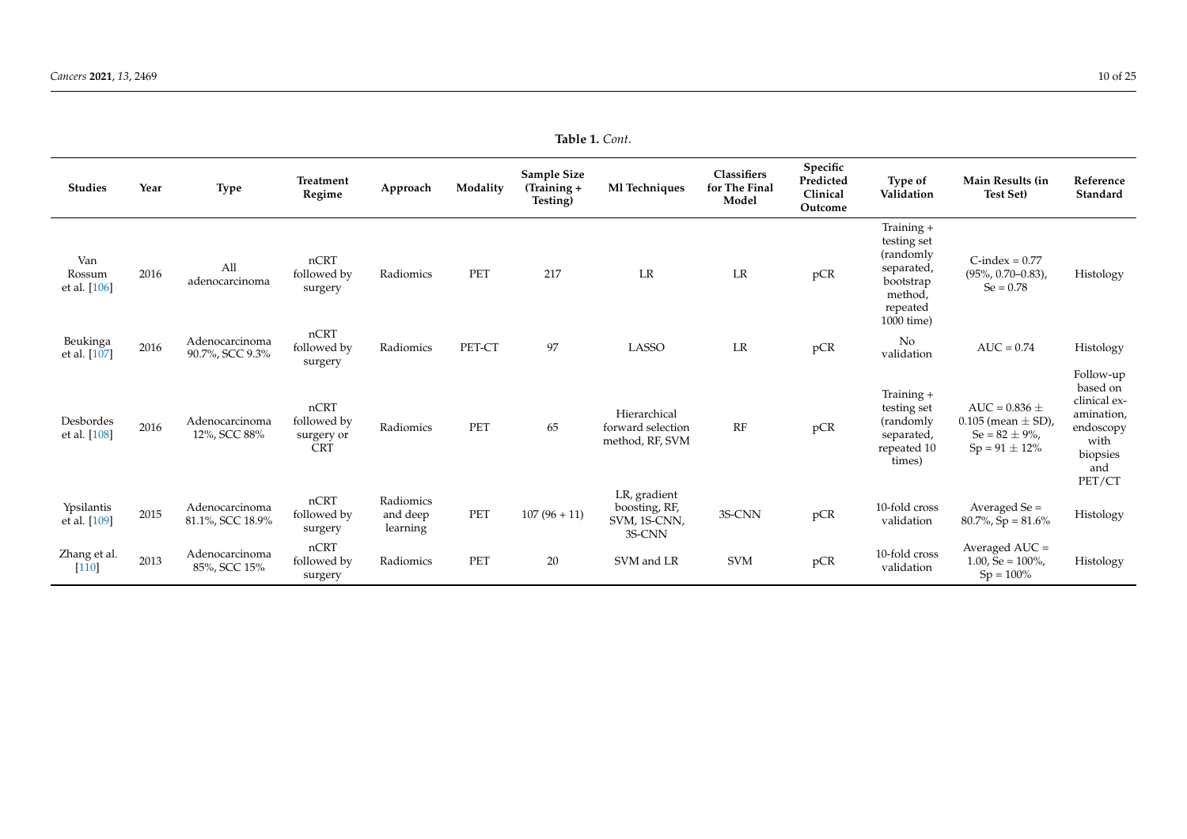**Table 1.** *Cont.*

| Studies | Year | Type | Treatment Regime | Approach | Modality | Sample Size (Training + Testing) | Ml Techniques | Classifiers for The Final Model | Specific Predicted Clinical Outcome | Type of Validation | Main Results (in Test Set) | Reference Standard |
|---|---|---|---|---|---|---|---|---|---|---|---|---|
| Van Rossum et al. [106] | 2016 | All adenocarcinoma | nCRT followed by surgery | Radiomics | PET | 217 | LR | LR | pCR | Training + testing set (randomly separated, bootstrap method, repeated 1000 time) | C-index = 0.77 (95%, 0.70–0.83), Se = 0.78 | Histology |
| Beukinga et al. [107] | 2016 | Adenocarcinoma 90.7%, SCC 9.3% | nCRT followed by surgery | Radiomics | PET-CT | 97 | LASSO | LR | pCR | No validation | AUC = 0.74 | Histology |
| Desbordes et al. [108] | 2016 | Adenocarcinoma 12%, SCC 88% | nCRT followed by surgery or CRT | Radiomics | PET | 65 | Hierarchical forward selection method, RF, SVM | RF | pCR | Training + testing set (randomly separated, repeated 10 times) | AUC = 0.836 ± 0.105 (mean ± SD), Se = 82 ± 9%, Sp = 91 ± 12% | Follow-up based on clinical examination, endoscopy with biopsies and PET/CT |
| Ypsilantis et al. [109] | 2015 | Adenocarcinoma 81.1%, SCC 18.9% | nCRT followed by surgery | Radiomics and deep learning | PET | 107 (96 + 11) | LR, gradient boosting, RF, SVM, 1S-CNN, 3S-CNN | 3S-CNN | pCR | 10-fold cross validation | Averaged Se = 80.7%, Sp = 81.6% | Histology |
| Zhang et al. [110] | 2013 | Adenocarcinoma 85%, SCC 15% | nCRT followed by surgery | Radiomics | PET | 20 | SVM and LR | SVM | pCR | 10-fold cross validation | Averaged AUC = 1.00, Se = 100%, Sp = 100% | Histology |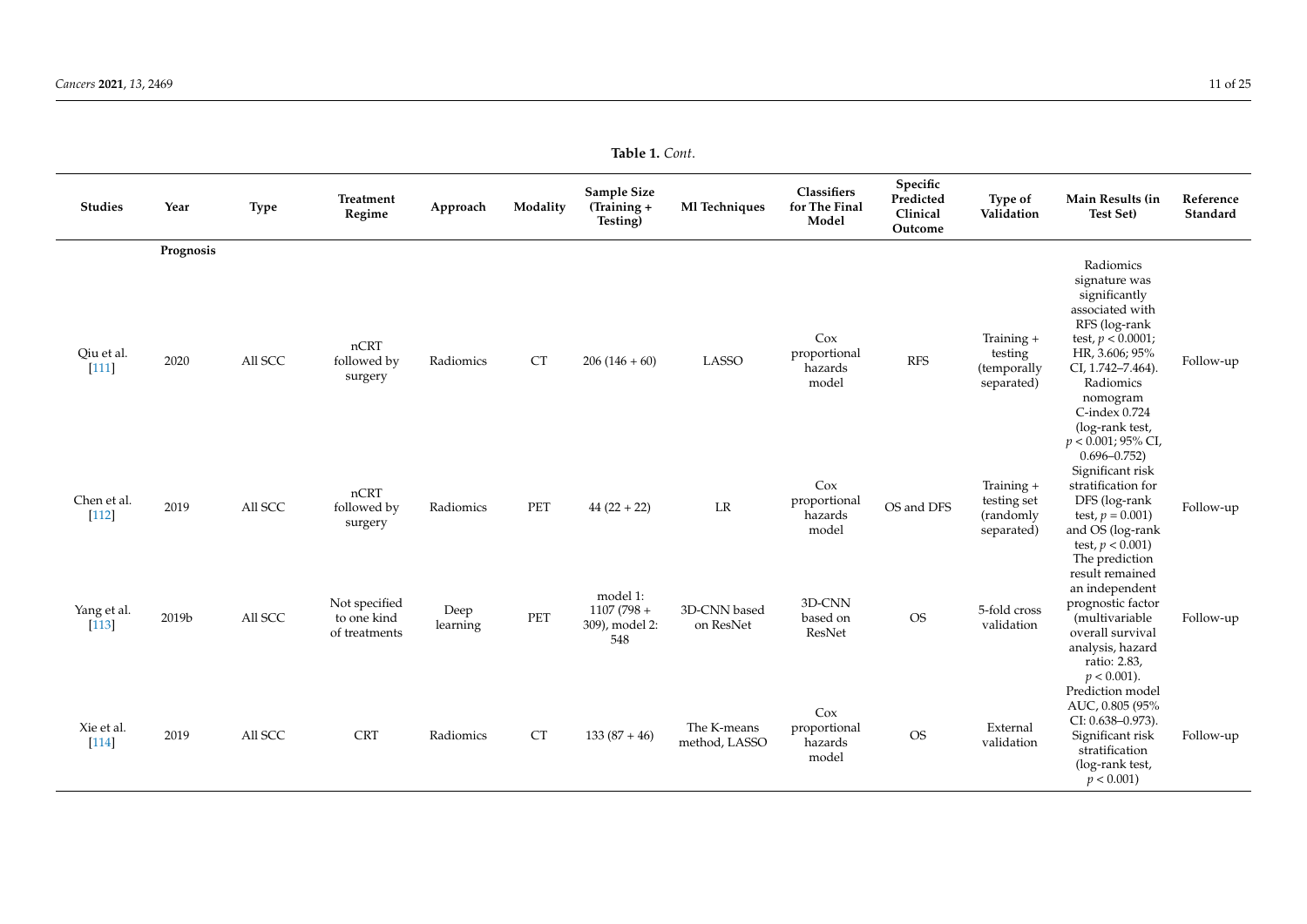**Table 1.** *Cont.*

| Studies | Year | Type | Treatment Regime | Approach | Modality | Sample Size (Training + Testing) | Ml Techniques | Classifiers for The Final Model | Specific Predicted Clinical Outcome | Type of Validation | Main Results (in Test Set) | Reference Standard |
|---|---|---|---|---|---|---|---|---|---|---|---|---|
| | **Prognosis** | | | | | | | | | | | |
| Qiu et al. [111] | 2020 | All SCC | nCRT followed by surgery | Radiomics | CT | 206 (146 + 60) | LASSO | Cox proportional hazards model | RFS | Training + testing (temporally separated) | Radiomics signature was significantly associated with RFS (log-rank test, $p < 0.0001$; HR, 3.606; 95% CI, 1.742–7.464). Radiomics nomogram C-index 0.724 | Follow-up |
| Chen et al. [112] | 2019 | All SCC | nCRT followed by surgery | Radiomics | PET | 44 (22 + 22) | LR | Cox proportional hazards model | OS and DFS | Training + testing set (randomly separated) | (log-rank test, $p < 0.001$; 95% CI, 0.696–0.752) Significant risk stratification for DFS (log-rank test, $p = 0.001$) and OS (log-rank test, $p < 0.001$) | Follow-up |
| Yang et al. [113] | 2019b | All SCC | Not specified to one kind of treatments | Deep learning | PET | model 1: 1107 (798 + 309), model 2: 548 | 3D-CNN based on ResNet | 3D-CNN based on ResNet | OS | 5-fold cross validation | The prediction result remained an independent prognostic factor (multivariable overall survival analysis, hazard ratio: 2.83, $p < 0.001$). | Follow-up |
| Xie et al. [114] | 2019 | All SCC | CRT | Radiomics | CT | 133 (87 + 46) | The K-means method, LASSO | Cox proportional hazards model | OS | External validation | Prediction model AUC, 0.805 (95% CI: 0.638–0.973). Significant risk stratification (log-rank test, $p < 0.001$) | Follow-up |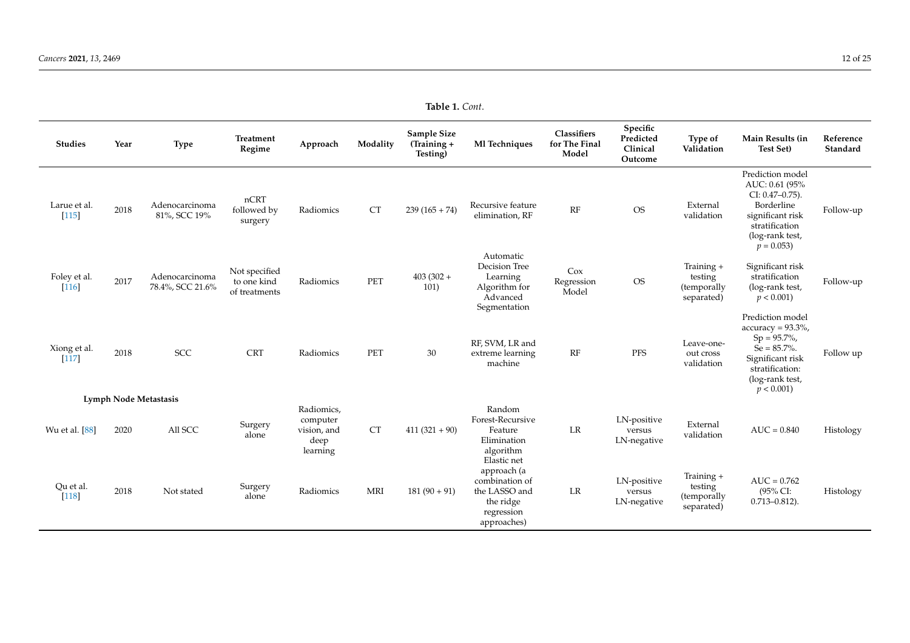**Table 1.** *Cont.*

| Studies | Year | Type | Treatment Regime | Approach | Modality | Sample Size (Training + Testing) | Ml Techniques | Classifiers for The Final Model | Specific Predicted Clinical Outcome | Type of Validation | Main Results (in Test Set) | Reference Standard |
|---|---|---|---|---|---|---|---|---|---|---|---|---|
| Larue et al. [115] | 2018 | Adenocarcinoma 81%, SCC 19% | nCRT followed by surgery | Radiomics | CT | 239 (165 + 74) | Recursive feature elimination, RF | RF | OS | External validation | Prediction model AUC: 0.61 (95% CI: 0.47–0.75). Borderline significant risk stratification (log-rank test, $p = 0.053$) | Follow-up |
| Foley et al. [116] | 2017 | Adenocarcinoma 78.4%, SCC 21.6% | Not specified to one kind of treatments | Radiomics | PET | 403 (302 + 101) | Automatic Decision Tree Learning Algorithm for Advanced Segmentation | Cox Regression Model | OS | Training + testing (temporally separated) | Significant risk stratification (log-rank test, $p < 0.001$) | Follow-up |
| Xiong et al. [117] | 2018 | SCC | CRT | Radiomics | PET | 30 | RF, SVM, LR and extreme learning machine | RF | PFS | Leave-one-out cross validation | Prediction model accuracy = 93.3%, Sp = 95.7%, Se = 85.7%. Significant risk stratification: (log-rank test, $p < 0.001$) | Follow up |
| **Lymph Node Metastasis** | | | | | | | | | | | | |
| Wu et al. [88] | 2020 | All SCC | Surgery alone | Radiomics, computer vision, and deep learning | CT | 411 (321 + 90) | Random Forest-Recursive Feature Elimination algorithm | LR | LN-positive versus LN-negative | External validation | AUC = 0.840 | Histology |
| Qu et al. [118] | 2018 | Not stated | Surgery alone | Radiomics | MRI | 181 (90 + 91) | Elastic net approach (a combination of the LASSO and the ridge regression approaches) | LR | LN-positive versus LN-negative | Training + testing (temporally separated) | AUC = 0.762 (95% CI: 0.713–0.812). | Histology |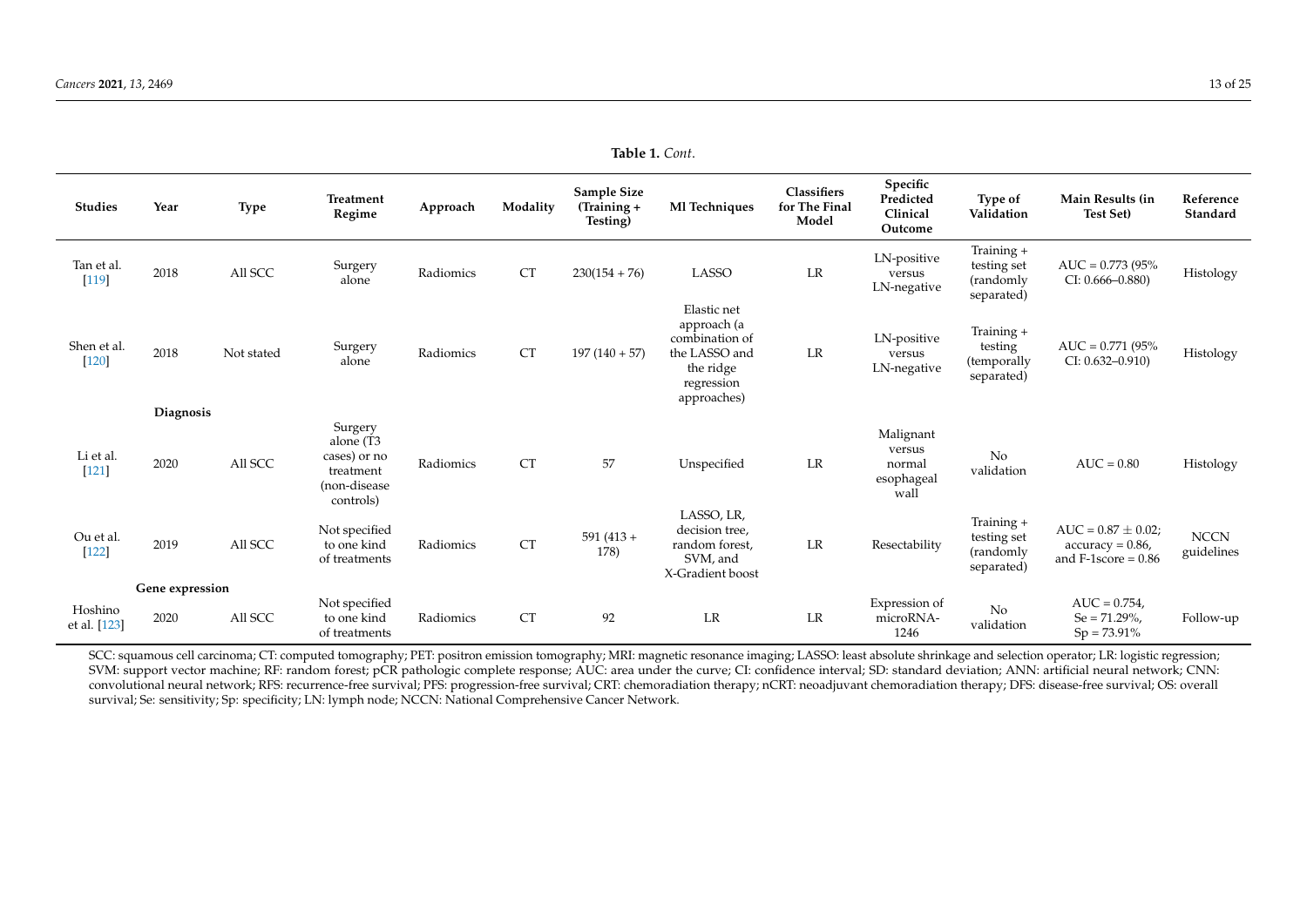**Table 1.** *Cont.*

| Studies | Year | Type | Treatment Regime | Approach | Modality | Sample Size (Training + Testing) | Ml Techniques | Classifiers for The Final Model | Specific Predicted Clinical Outcome | Type of Validation | Main Results (in Test Set) | Reference Standard |
|---|---|---|---|---|---|---|---|---|---|---|---|---|
| Tan et al. [119] | 2018 | All SCC | Surgery alone | Radiomics | CT | 230(154 + 76) | LASSO | LR | LN-positive versus LN-negative | Training + testing set (randomly separated) | AUC = 0.773 (95% CI: 0.666–0.880) | Histology |
| Shen et al. [120] | 2018 | Not stated | Surgery alone | Radiomics | CT | 197 (140 + 57) | Elastic net approach (a combination of the LASSO and the ridge regression approaches) | LR | LN-positive versus LN-negative | Training + testing (temporally separated) | AUC = 0.771 (95% CI: 0.632–0.910) | Histology |
| **Diagnosis** | | | | | | | | | | | | |
| Li et al. [121] | 2020 | All SCC | Surgery alone (T3 cases) or no treatment (non-disease controls) | Radiomics | CT | 57 | Unspecified | LR | Malignant versus normal esophageal wall | No validation | AUC = 0.80 | Histology |
| Ou et al. [122] | 2019 | All SCC | Not specified to one kind of treatments | Radiomics | CT | 591 (413 + 178) | LASSO, LR, decision tree, random forest, SVM, and X-Gradient boost | LR | Resectability | Training + testing set (randomly separated) | AUC = 0.87 ± 0.02; accuracy = 0.86, and F-1score = 0.86 | NCCN guidelines |
| **Gene expression** | | | | | | | | | | | | |
| Hoshino et al. [123] | 2020 | All SCC | Not specified to one kind of treatments | Radiomics | CT | 92 | LR | LR | Expression of microRNA-1246 | No validation | AUC = 0.754, Se = 71.29%, Sp = 73.91% | Follow-up |

SCC: squamous cell carcinoma; CT: computed tomography; PET: positron emission tomography; MRI: magnetic resonance imaging; LASSO: least absolute shrinkage and selection operator; LR: logistic regression; SVM: support vector machine; RF: random forest; pCR pathologic complete response; AUC: area under the curve; CI: confidence interval; SD: standard deviation; ANN: artificial neural network; CNN: convolutional neural network; RFS: recurrence-free survival; PFS: progression-free survival; CRT: chemoradiation therapy; nCRT: neoadjuvant chemoradiation therapy; DFS: disease-free survival; OS: overall survival; Se: sensitivity; Sp: specificity; LN: lymph node; NCCN: National Comprehensive Cancer Network.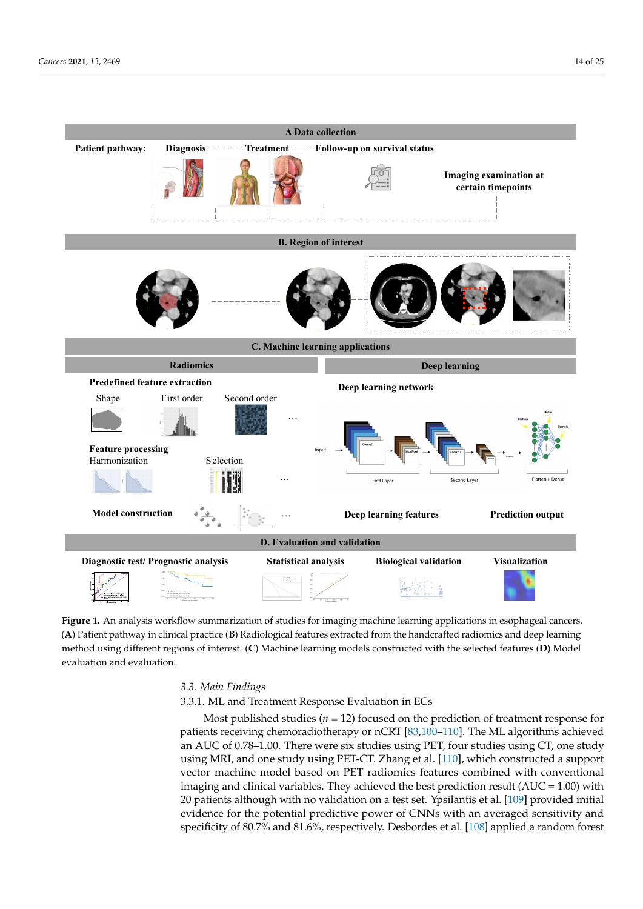**Figure 1.** An analysis workflow summarization of studies for imaging machine learning applications in esophageal cancers. (**A**) Patient pathway in clinical practice (**B**) Radiological features extracted from the handcrafted radiomics and deep learning method using different regions of interest. (**C**) Machine learning models constructed with the selected features (**D**) Model evaluation and evaluation.

### 3.3. Main Findings

#### 3.3.1. ML and Treatment Response Evaluation in ECs

Most published studies ($n$ = 12) focused on the prediction of treatment response for patients receiving chemoradiotherapy or nCRT [83,100–110]. The ML algorithms achieved an AUC of 0.78–1.00. There were six studies using PET, four studies using CT, one study using MRI, and one study using PET-CT. Zhang et al. [110], which constructed a support vector machine model based on PET radiomics features combined with conventional imaging and clinical variables. They achieved the best prediction result (AUC = 1.00) with 20 patients although with no validation on a test set. Ypsilantis et al. [109] provided initial evidence for the potential predictive power of CNNs with an averaged sensitivity and specificity of 80.7% and 81.6%, respectively. Desbordes et al. [108] applied a random forest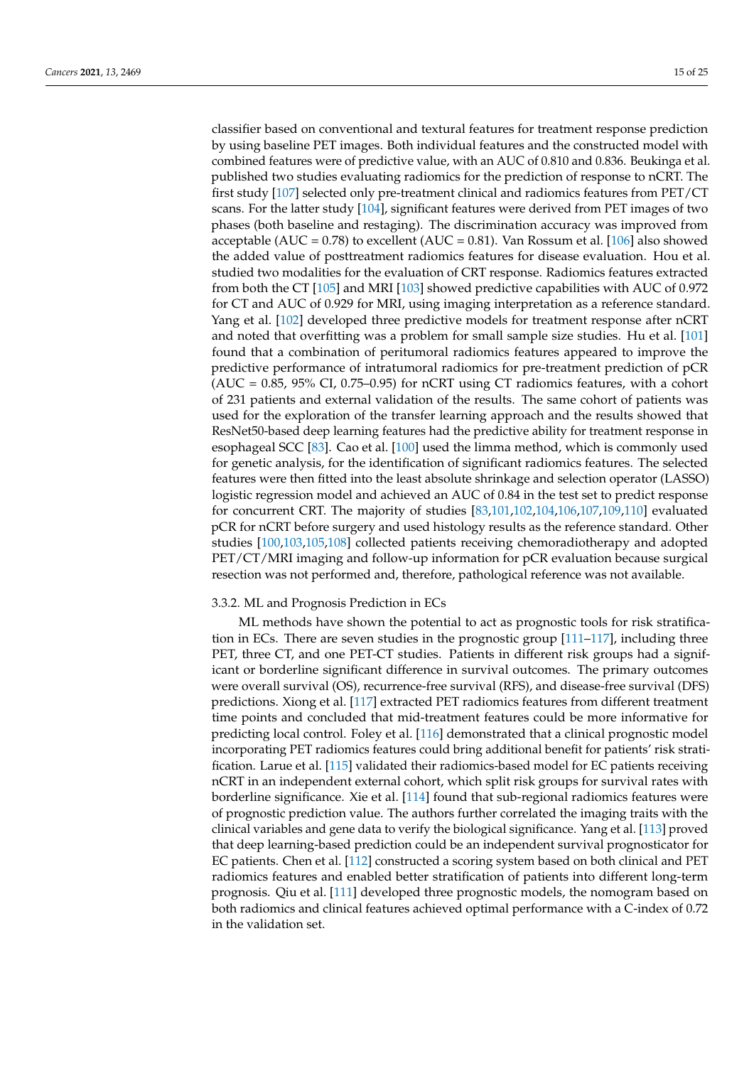classifier based on conventional and textural features for treatment response prediction by using baseline PET images. Both individual features and the constructed model with combined features were of predictive value, with an AUC of 0.810 and 0.836. Beukinga et al. published two studies evaluating radiomics for the prediction of response to nCRT. The first study [107] selected only pre-treatment clinical and radiomics features from PET/CT scans. For the latter study [104], significant features were derived from PET images of two phases (both baseline and restaging). The discrimination accuracy was improved from acceptable (AUC = 0.78) to excellent (AUC = 0.81). Van Rossum et al. [106] also showed the added value of posttreatment radiomics features for disease evaluation. Hou et al. studied two modalities for the evaluation of CRT response. Radiomics features extracted from both the CT [105] and MRI [103] showed predictive capabilities with AUC of 0.972 for CT and AUC of 0.929 for MRI, using imaging interpretation as a reference standard. Yang et al. [102] developed three predictive models for treatment response after nCRT and noted that overfitting was a problem for small sample size studies. Hu et al. [101] found that a combination of peritumoral radiomics features appeared to improve the predictive performance of intratumoral radiomics for pre-treatment prediction of pCR (AUC = 0.85, 95% CI, 0.75–0.95) for nCRT using CT radiomics features, with a cohort of 231 patients and external validation of the results. The same cohort of patients was used for the exploration of the transfer learning approach and the results showed that ResNet50-based deep learning features had the predictive ability for treatment response in esophageal SCC [83]. Cao et al. [100] used the limma method, which is commonly used for genetic analysis, for the identification of significant radiomics features. The selected features were then fitted into the least absolute shrinkage and selection operator (LASSO) logistic regression model and achieved an AUC of 0.84 in the test set to predict response for concurrent CRT. The majority of studies [83,101,102,104,106,107,109,110] evaluated pCR for nCRT before surgery and used histology results as the reference standard. Other studies [100,103,105,108] collected patients receiving chemoradiotherapy and adopted PET/CT/MRI imaging and follow-up information for pCR evaluation because surgical resection was not performed and, therefore, pathological reference was not available.

#### 3.3.2. ML and Prognosis Prediction in ECs

ML methods have shown the potential to act as prognostic tools for risk stratification in ECs. There are seven studies in the prognostic group [111–117], including three PET, three CT, and one PET-CT studies. Patients in different risk groups had a significant or borderline significant difference in survival outcomes. The primary outcomes were overall survival (OS), recurrence-free survival (RFS), and disease-free survival (DFS) predictions. Xiong et al. [117] extracted PET radiomics features from different treatment time points and concluded that mid-treatment features could be more informative for predicting local control. Foley et al. [116] demonstrated that a clinical prognostic model incorporating PET radiomics features could bring additional benefit for patients' risk stratification. Larue et al. [115] validated their radiomics-based model for EC patients receiving nCRT in an independent external cohort, which split risk groups for survival rates with borderline significance. Xie et al. [114] found that sub-regional radiomics features were of prognostic prediction value. The authors further correlated the imaging traits with the clinical variables and gene data to verify the biological significance. Yang et al. [113] proved that deep learning-based prediction could be an independent survival prognosticator for EC patients. Chen et al. [112] constructed a scoring system based on both clinical and PET radiomics features and enabled better stratification of patients into different long-term prognosis. Qiu et al. [111] developed three prognostic models, the nomogram based on both radiomics and clinical features achieved optimal performance with a C-index of 0.72 in the validation set.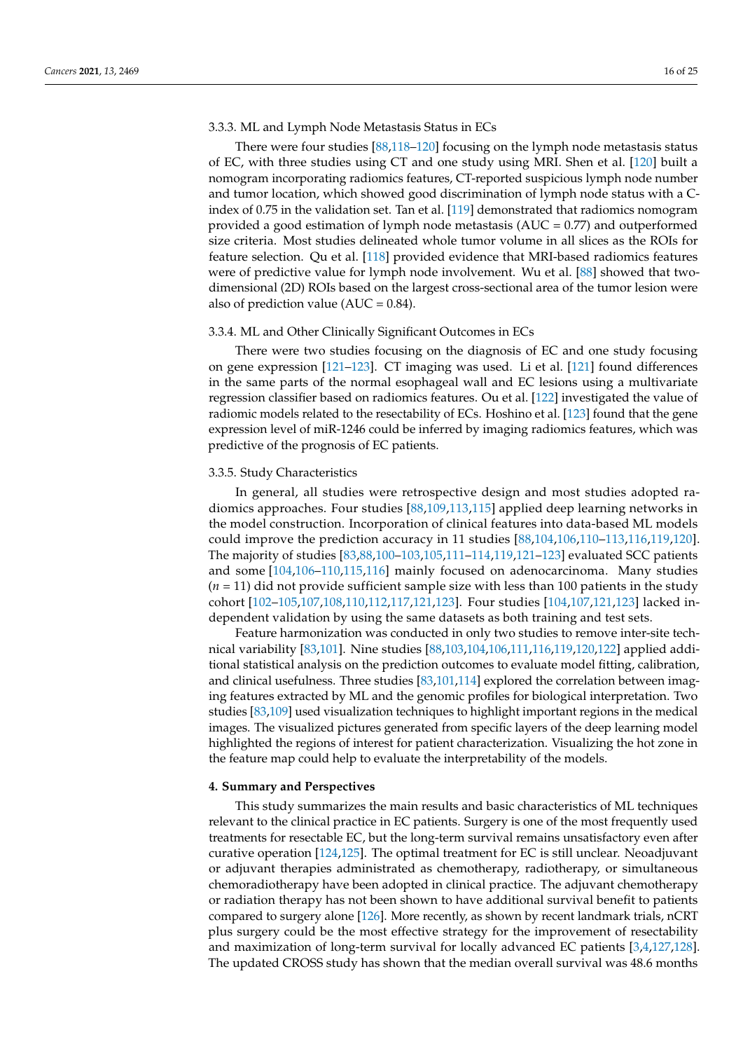#### 3.3.3. ML and Lymph Node Metastasis Status in ECs

There were four studies [88,118–120] focusing on the lymph node metastasis status of EC, with three studies using CT and one study using MRI. Shen et al. [120] built a nomogram incorporating radiomics features, CT-reported suspicious lymph node number and tumor location, which showed good discrimination of lymph node status with a C-index of 0.75 in the validation set. Tan et al. [119] demonstrated that radiomics nomogram provided a good estimation of lymph node metastasis (AUC = 0.77) and outperformed size criteria. Most studies delineated whole tumor volume in all slices as the ROIs for feature selection. Qu et al. [118] provided evidence that MRI-based radiomics features were of predictive value for lymph node involvement. Wu et al. [88] showed that two-dimensional (2D) ROIs based on the largest cross-sectional area of the tumor lesion were also of prediction value (AUC = 0.84).

#### 3.3.4. ML and Other Clinically Significant Outcomes in ECs

There were two studies focusing on the diagnosis of EC and one study focusing on gene expression [121–123]. CT imaging was used. Li et al. [121] found differences in the same parts of the normal esophageal wall and EC lesions using a multivariate regression classifier based on radiomics features. Ou et al. [122] investigated the value of radiomic models related to the resectability of ECs. Hoshino et al. [123] found that the gene expression level of miR-1246 could be inferred by imaging radiomics features, which was predictive of the prognosis of EC patients.

#### 3.3.5. Study Characteristics

In general, all studies were retrospective design and most studies adopted radiomics approaches. Four studies [88,109,113,115] applied deep learning networks in the model construction. Incorporation of clinical features into data-based ML models could improve the prediction accuracy in 11 studies [88,104,106,110–113,116,119,120]. The majority of studies [83,88,100–103,105,111–114,119,121–123] evaluated SCC patients and some [104,106–110,115,116] mainly focused on adenocarcinoma. Many studies (*n* = 11) did not provide sufficient sample size with less than 100 patients in the study cohort [102–105,107,108,110,112,117,121,123]. Four studies [104,107,121,123] lacked independent validation by using the same datasets as both training and test sets.

Feature harmonization was conducted in only two studies to remove inter-site technical variability [83,101]. Nine studies [88,103,104,106,111,116,119,120,122] applied additional statistical analysis on the prediction outcomes to evaluate model fitting, calibration, and clinical usefulness. Three studies [83,101,114] explored the correlation between imaging features extracted by ML and the genomic profiles for biological interpretation. Two studies [83,109] used visualization techniques to highlight important regions in the medical images. The visualized pictures generated from specific layers of the deep learning model highlighted the regions of interest for patient characterization. Visualizing the hot zone in the feature map could help to evaluate the interpretability of the models.

## 4. Summary and Perspectives

This study summarizes the main results and basic characteristics of ML techniques relevant to the clinical practice in EC patients. Surgery is one of the most frequently used treatments for resectable EC, but the long-term survival remains unsatisfactory even after curative operation [124,125]. The optimal treatment for EC is still unclear. Neoadjuvant or adjuvant therapies administrated as chemotherapy, radiotherapy, or simultaneous chemoradiotherapy have been adopted in clinical practice. The adjuvant chemotherapy or radiation therapy has not been shown to have additional survival benefit to patients compared to surgery alone [126]. More recently, as shown by recent landmark trials, nCRT plus surgery could be the most effective strategy for the improvement of resectability and maximization of long-term survival for locally advanced EC patients [3,4,127,128]. The updated CROSS study has shown that the median overall survival was 48.6 months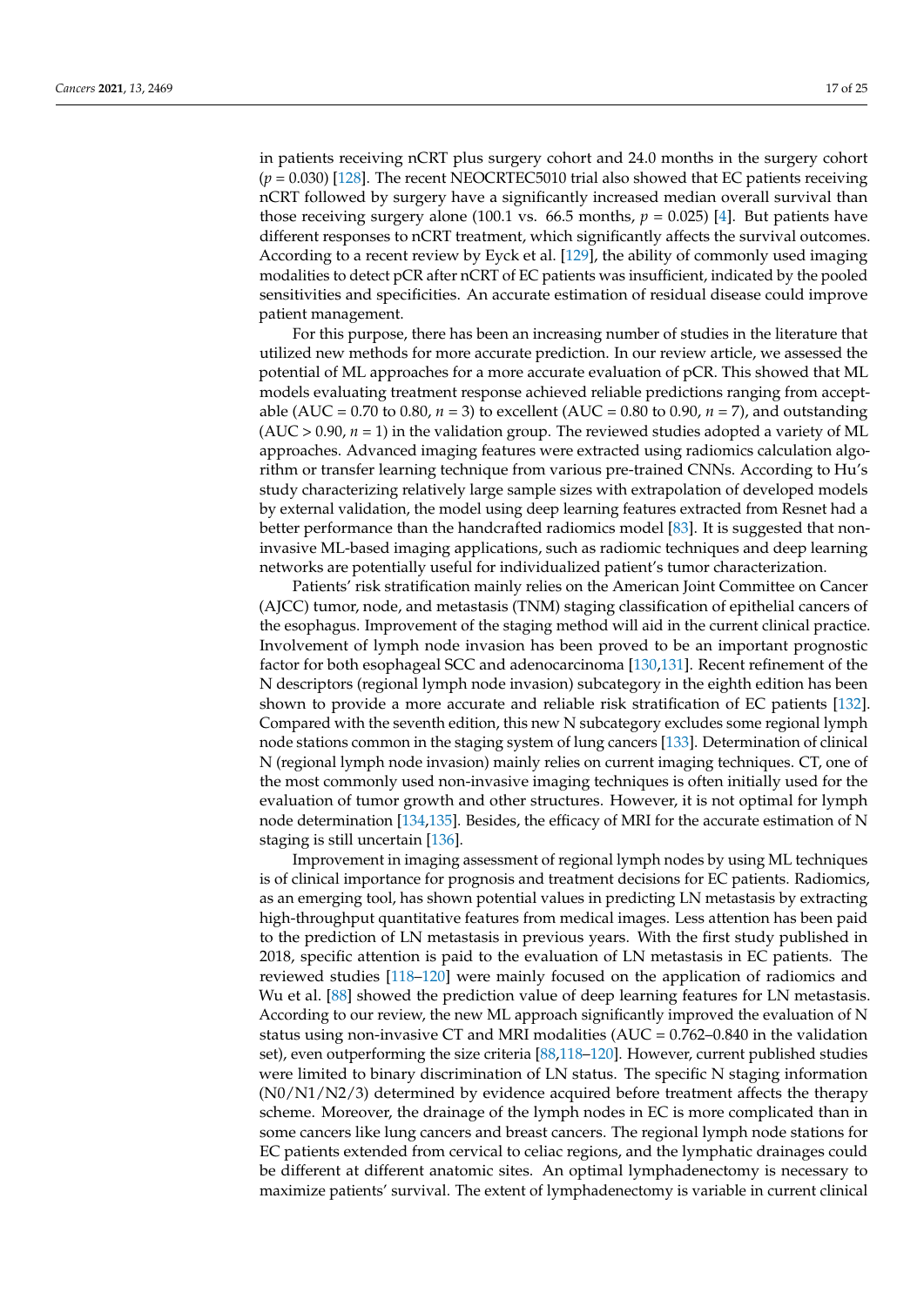in patients receiving nCRT plus surgery cohort and 24.0 months in the surgery cohort ($p = 0.030$) [128]. The recent NEOCRTEC5010 trial also showed that EC patients receiving nCRT followed by surgery have a significantly increased median overall survival than those receiving surgery alone (100.1 vs. 66.5 months, $p = 0.025$) [4]. But patients have different responses to nCRT treatment, which significantly affects the survival outcomes. According to a recent review by Eyck et al. [129], the ability of commonly used imaging modalities to detect pCR after nCRT of EC patients was insufficient, indicated by the pooled sensitivities and specificities. An accurate estimation of residual disease could improve patient management.

For this purpose, there has been an increasing number of studies in the literature that utilized new methods for more accurate prediction. In our review article, we assessed the potential of ML approaches for a more accurate evaluation of pCR. This showed that ML models evaluating treatment response achieved reliable predictions ranging from acceptable (AUC = 0.70 to 0.80, $n = 3$) to excellent (AUC = 0.80 to 0.90, $n = 7$), and outstanding (AUC > 0.90, $n = 1$) in the validation group. The reviewed studies adopted a variety of ML approaches. Advanced imaging features were extracted using radiomics calculation algorithm or transfer learning technique from various pre-trained CNNs. According to Hu's study characterizing relatively large sample sizes with extrapolation of developed models by external validation, the model using deep learning features extracted from Resnet had a better performance than the handcrafted radiomics model [83]. It is suggested that non-invasive ML-based imaging applications, such as radiomic techniques and deep learning networks are potentially useful for individualized patient's tumor characterization.

Patients' risk stratification mainly relies on the American Joint Committee on Cancer (AJCC) tumor, node, and metastasis (TNM) staging classification of epithelial cancers of the esophagus. Improvement of the staging method will aid in the current clinical practice. Involvement of lymph node invasion has been proved to be an important prognostic factor for both esophageal SCC and adenocarcinoma [130,131]. Recent refinement of the N descriptors (regional lymph node invasion) subcategory in the eighth edition has been shown to provide a more accurate and reliable risk stratification of EC patients [132]. Compared with the seventh edition, this new N subcategory excludes some regional lymph node stations common in the staging system of lung cancers [133]. Determination of clinical N (regional lymph node invasion) mainly relies on current imaging techniques. CT, one of the most commonly used non-invasive imaging techniques is often initially used for the evaluation of tumor growth and other structures. However, it is not optimal for lymph node determination [134,135]. Besides, the efficacy of MRI for the accurate estimation of N staging is still uncertain [136].

Improvement in imaging assessment of regional lymph nodes by using ML techniques is of clinical importance for prognosis and treatment decisions for EC patients. Radiomics, as an emerging tool, has shown potential values in predicting LN metastasis by extracting high-throughput quantitative features from medical images. Less attention has been paid to the prediction of LN metastasis in previous years. With the first study published in 2018, specific attention is paid to the evaluation of LN metastasis in EC patients. The reviewed studies [118–120] were mainly focused on the application of radiomics and Wu et al. [88] showed the prediction value of deep learning features for LN metastasis. According to our review, the new ML approach significantly improved the evaluation of N status using non-invasive CT and MRI modalities (AUC = 0.762–0.840 in the validation set), even outperforming the size criteria [88,118–120]. However, current published studies were limited to binary discrimination of LN status. The specific N staging information (N0/N1/N2/3) determined by evidence acquired before treatment affects the therapy scheme. Moreover, the drainage of the lymph nodes in EC is more complicated than in some cancers like lung cancers and breast cancers. The regional lymph node stations for EC patients extended from cervical to celiac regions, and the lymphatic drainages could be different at different anatomic sites. An optimal lymphadenectomy is necessary to maximize patients' survival. The extent of lymphadenectomy is variable in current clinical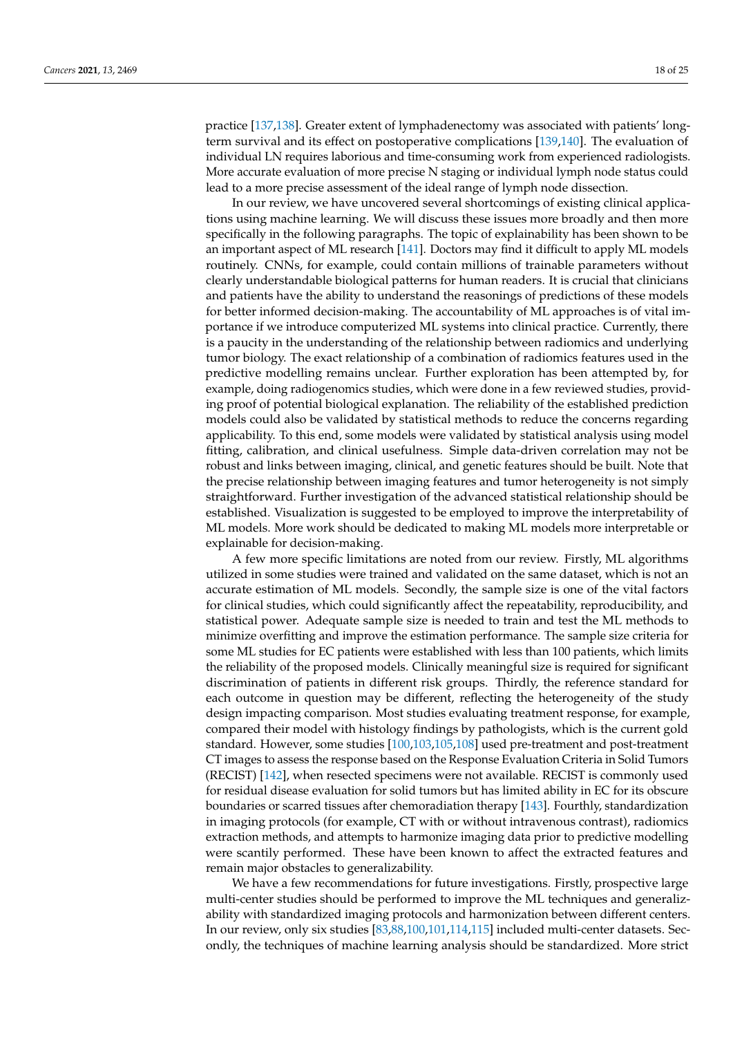practice [137,138]. Greater extent of lymphadenectomy was associated with patients' long-term survival and its effect on postoperative complications [139,140]. The evaluation of individual LN requires laborious and time-consuming work from experienced radiologists. More accurate evaluation of more precise N staging or individual lymph node status could lead to a more precise assessment of the ideal range of lymph node dissection.

In our review, we have uncovered several shortcomings of existing clinical applications using machine learning. We will discuss these issues more broadly and then more specifically in the following paragraphs. The topic of explainability has been shown to be an important aspect of ML research [141]. Doctors may find it difficult to apply ML models routinely. CNNs, for example, could contain millions of trainable parameters without clearly understandable biological patterns for human readers. It is crucial that clinicians and patients have the ability to understand the reasonings of predictions of these models for better informed decision-making. The accountability of ML approaches is of vital importance if we introduce computerized ML systems into clinical practice. Currently, there is a paucity in the understanding of the relationship between radiomics and underlying tumor biology. The exact relationship of a combination of radiomics features used in the predictive modelling remains unclear. Further exploration has been attempted by, for example, doing radiogenomics studies, which were done in a few reviewed studies, providing proof of potential biological explanation. The reliability of the established prediction models could also be validated by statistical methods to reduce the concerns regarding applicability. To this end, some models were validated by statistical analysis using model fitting, calibration, and clinical usefulness. Simple data-driven correlation may not be robust and links between imaging, clinical, and genetic features should be built. Note that the precise relationship between imaging features and tumor heterogeneity is not simply straightforward. Further investigation of the advanced statistical relationship should be established. Visualization is suggested to be employed to improve the interpretability of ML models. More work should be dedicated to making ML models more interpretable or explainable for decision-making.

A few more specific limitations are noted from our review. Firstly, ML algorithms utilized in some studies were trained and validated on the same dataset, which is not an accurate estimation of ML models. Secondly, the sample size is one of the vital factors for clinical studies, which could significantly affect the repeatability, reproducibility, and statistical power. Adequate sample size is needed to train and test the ML methods to minimize overfitting and improve the estimation performance. The sample size criteria for some ML studies for EC patients were established with less than 100 patients, which limits the reliability of the proposed models. Clinically meaningful size is required for significant discrimination of patients in different risk groups. Thirdly, the reference standard for each outcome in question may be different, reflecting the heterogeneity of the study design impacting comparison. Most studies evaluating treatment response, for example, compared their model with histology findings by pathologists, which is the current gold standard. However, some studies [100,103,105,108] used pre-treatment and post-treatment CT images to assess the response based on the Response Evaluation Criteria in Solid Tumors (RECIST) [142], when resected specimens were not available. RECIST is commonly used for residual disease evaluation for solid tumors but has limited ability in EC for its obscure boundaries or scarred tissues after chemoradiation therapy [143]. Fourthly, standardization in imaging protocols (for example, CT with or without intravenous contrast), radiomics extraction methods, and attempts to harmonize imaging data prior to predictive modelling were scantily performed. These have been known to affect the extracted features and remain major obstacles to generalizability.

We have a few recommendations for future investigations. Firstly, prospective large multi-center studies should be performed to improve the ML techniques and generalizability with standardized imaging protocols and harmonization between different centers. In our review, only six studies [83,88,100,101,114,115] included multi-center datasets. Secondly, the techniques of machine learning analysis should be standardized. More strict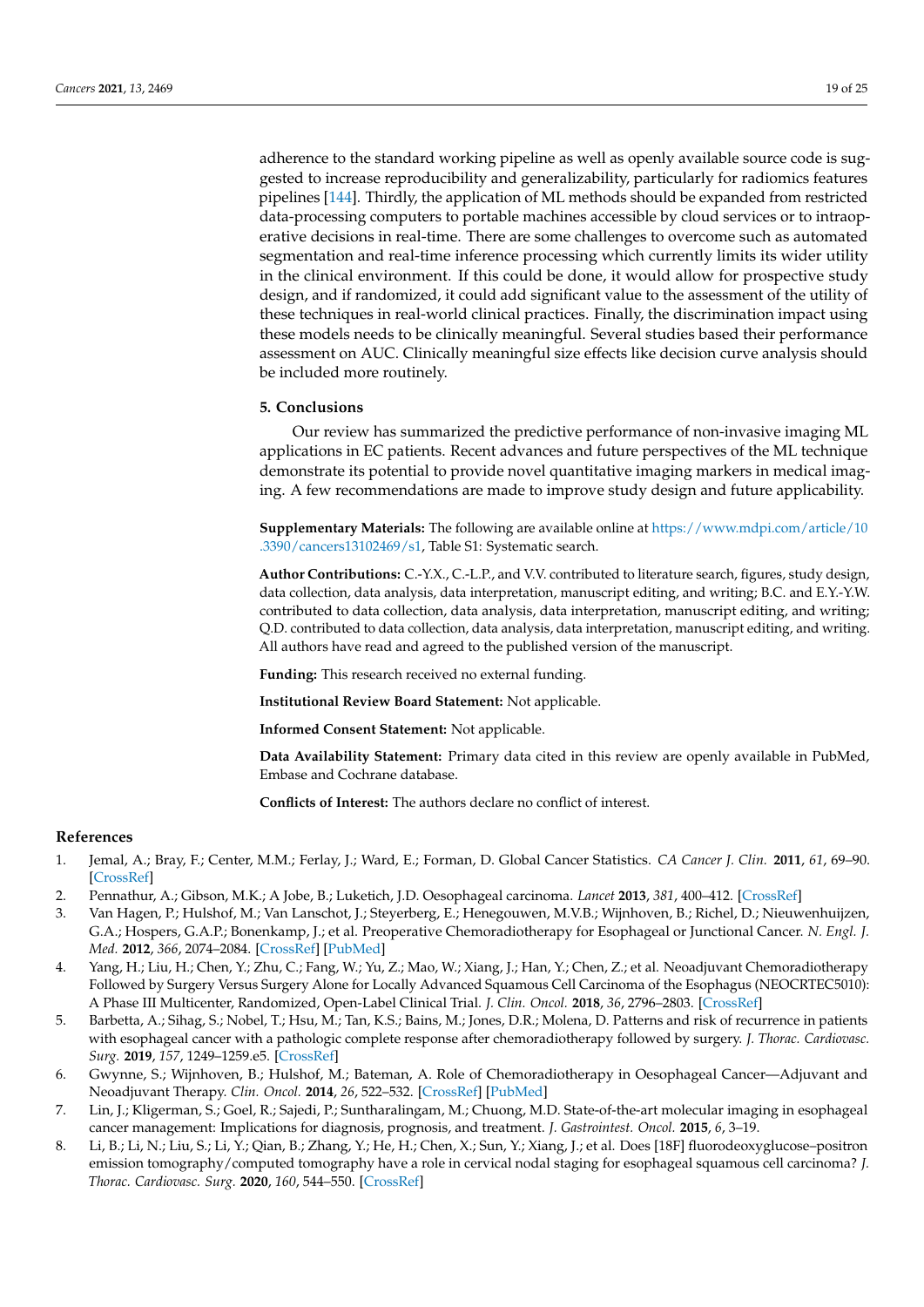adherence to the standard working pipeline as well as openly available source code is suggested to increase reproducibility and generalizability, particularly for radiomics features pipelines [144]. Thirdly, the application of ML methods should be expanded from restricted data-processing computers to portable machines accessible by cloud services or to intraoperative decisions in real-time. There are some challenges to overcome such as automated segmentation and real-time inference processing which currently limits its wider utility in the clinical environment. If this could be done, it would allow for prospective study design, and if randomized, it could add significant value to the assessment of the utility of these techniques in real-world clinical practices. Finally, the discrimination impact using these models needs to be clinically meaningful. Several studies based their performance assessment on AUC. Clinically meaningful size effects like decision curve analysis should be included more routinely.

## 5. Conclusions

Our review has summarized the predictive performance of non-invasive imaging ML applications in EC patients. Recent advances and future perspectives of the ML technique demonstrate its potential to provide novel quantitative imaging markers in medical imaging. A few recommendations are made to improve study design and future applicability.

**Supplementary Materials:** The following are available online at https://www.mdpi.com/article/10.3390/cancers13102469/s1, Table S1: Systematic search.

**Author Contributions:** C.-Y.X., C.-L.P., and V.V. contributed to literature search, figures, study design, data collection, data analysis, data interpretation, manuscript editing, and writing; B.C. and E.Y.-Y.W. contributed to data collection, data analysis, data interpretation, manuscript editing, and writing; Q.D. contributed to data collection, data analysis, data interpretation, manuscript editing, and writing. All authors have read and agreed to the published version of the manuscript.

**Funding:** This research received no external funding.

**Institutional Review Board Statement:** Not applicable.

**Informed Consent Statement:** Not applicable.

**Data Availability Statement:** Primary data cited in this review are openly available in PubMed, Embase and Cochrane database.

**Conflicts of Interest:** The authors declare no conflict of interest.

## References

1. Jemal, A.; Bray, F.; Center, M.M.; Ferlay, J.; Ward, E.; Forman, D. Global Cancer Statistics. *CA Cancer J. Clin.* **2011**, *61*, 69–90. [CrossRef]
2. Pennathur, A.; Gibson, M.K.; A Jobe, B.; Luketich, J.D. Oesophageal carcinoma. *Lancet* **2013**, *381*, 400–412. [CrossRef]
3. Van Hagen, P.; Hulshof, M.; Van Lanschot, J.; Steyerberg, E.; Henegouwen, M.V.B.; Wijnhoven, B.; Richel, D.; Nieuwenhuijzen, G.A.; Hospers, G.A.P.; Bonenkamp, J.; et al. Preoperative Chemoradiotherapy for Esophageal or Junctional Cancer. *N. Engl. J. Med.* **2012**, *366*, 2074–2084. [CrossRef] [PubMed]
4. Yang, H.; Liu, H.; Chen, Y.; Zhu, C.; Fang, W.; Yu, Z.; Mao, W.; Xiang, J.; Han, Y.; Chen, Z.; et al. Neoadjuvant Chemoradiotherapy Followed by Surgery Versus Surgery Alone for Locally Advanced Squamous Cell Carcinoma of the Esophagus (NEOCRTEC5010): A Phase III Multicenter, Randomized, Open-Label Clinical Trial. *J. Clin. Oncol.* **2018**, *36*, 2796–2803. [CrossRef]
5. Barbetta, A.; Sihag, S.; Nobel, T.; Hsu, M.; Tan, K.S.; Bains, M.; Jones, D.R.; Molena, D. Patterns and risk of recurrence in patients with esophageal cancer with a pathologic complete response after chemoradiotherapy followed by surgery. *J. Thorac. Cardiovasc. Surg.* **2019**, *157*, 1249–1259.e5. [CrossRef]
6. Gwynne, S.; Wijnhoven, B.; Hulshof, M.; Bateman, A. Role of Chemoradiotherapy in Oesophageal Cancer—Adjuvant and Neoadjuvant Therapy. *Clin. Oncol.* **2014**, *26*, 522–532. [CrossRef] [PubMed]
7. Lin, J.; Kligerman, S.; Goel, R.; Sajedi, P.; Suntharalingam, M.; Chuong, M.D. State-of-the-art molecular imaging in esophageal cancer management: Implications for diagnosis, prognosis, and treatment. *J. Gastrointest. Oncol.* **2015**, *6*, 3–19.
8. Li, B.; Li, N.; Liu, S.; Li, Y.; Qian, B.; Zhang, Y.; He, H.; Chen, X.; Sun, Y.; Xiang, J.; et al. Does [18F] fluorodeoxyglucose–positron emission tomography/computed tomography have a role in cervical nodal staging for esophageal squamous cell carcinoma? *J. Thorac. Cardiovasc. Surg.* **2020**, *160*, 544–550. [CrossRef]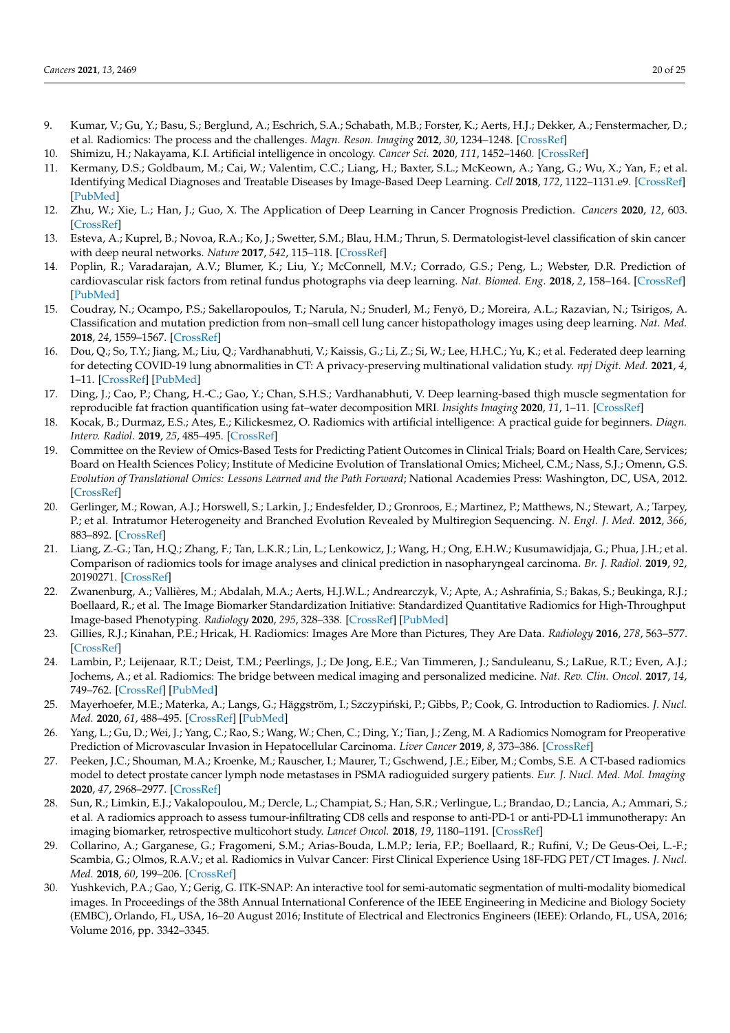9. Kumar, V.; Gu, Y.; Basu, S.; Berglund, A.; Eschrich, S.A.; Schabath, M.B.; Forster, K.; Aerts, H.J.; Dekker, A.; Fenstermacher, D.; et al. Radiomics: The process and the challenges. *Magn. Reson. Imaging* **2012**, *30*, 1234–1248. [CrossRef]
10. Shimizu, H.; Nakayama, K.I. Artificial intelligence in oncology. *Cancer Sci.* **2020**, *111*, 1452–1460. [CrossRef]
11. Kermany, D.S.; Goldbaum, M.; Cai, W.; Valentim, C.C.; Liang, H.; Baxter, S.L.; McKeown, A.; Yang, G.; Wu, X.; Yan, F.; et al. Identifying Medical Diagnoses and Treatable Diseases by Image-Based Deep Learning. *Cell* **2018**, *172*, 1122–1131.e9. [CrossRef] [PubMed]
12. Zhu, W.; Xie, L.; Han, J.; Guo, X. The Application of Deep Learning in Cancer Prognosis Prediction. *Cancers* **2020**, *12*, 603. [CrossRef]
13. Esteva, A.; Kuprel, B.; Novoa, R.A.; Ko, J.; Swetter, S.M.; Blau, H.M.; Thrun, S. Dermatologist-level classification of skin cancer with deep neural networks. *Nature* **2017**, *542*, 115–118. [CrossRef]
14. Poplin, R.; Varadarajan, A.V.; Blumer, K.; Liu, Y.; McConnell, M.V.; Corrado, G.S.; Peng, L.; Webster, D.R. Prediction of cardiovascular risk factors from retinal fundus photographs via deep learning. *Nat. Biomed. Eng.* **2018**, *2*, 158–164. [CrossRef] [PubMed]
15. Coudray, N.; Ocampo, P.S.; Sakellaropoulos, T.; Narula, N.; Snuderl, M.; Fenyö, D.; Moreira, A.L.; Razavian, N.; Tsirigos, A. Classification and mutation prediction from non–small cell lung cancer histopathology images using deep learning. *Nat. Med.* **2018**, *24*, 1559–1567. [CrossRef]
16. Dou, Q.; So, T.Y.; Jiang, M.; Liu, Q.; Vardhanabhuti, V.; Kaissis, G.; Li, Z.; Si, W.; Lee, H.H.C.; Yu, K.; et al. Federated deep learning for detecting COVID-19 lung abnormalities in CT: A privacy-preserving multinational validation study. *npj Digit. Med.* **2021**, *4*, 1–11. [CrossRef] [PubMed]
17. Ding, J.; Cao, P.; Chang, H.-C.; Gao, Y.; Chan, S.H.S.; Vardhanabhuti, V. Deep learning-based thigh muscle segmentation for reproducible fat fraction quantification using fat–water decomposition MRI. *Insights Imaging* **2020**, *11*, 1–11. [CrossRef]
18. Kocak, B.; Durmaz, E.S.; Ates, E.; Kilickesmez, O. Radiomics with artificial intelligence: A practical guide for beginners. *Diagn. Interv. Radiol.* **2019**, *25*, 485–495. [CrossRef]
19. Committee on the Review of Omics-Based Tests for Predicting Patient Outcomes in Clinical Trials; Board on Health Care, Services; Board on Health Sciences Policy; Institute of Medicine Evolution of Translational Omics; Micheel, C.M.; Nass, S.J.; Omenn, G.S. *Evolution of Translational Omics: Lessons Learned and the Path Forward*; National Academies Press: Washington, DC, USA, 2012. [CrossRef]
20. Gerlinger, M.; Rowan, A.J.; Horswell, S.; Larkin, J.; Endesfelder, D.; Gronroos, E.; Martinez, P.; Matthews, N.; Stewart, A.; Tarpey, P.; et al. Intratumor Heterogeneity and Branched Evolution Revealed by Multiregion Sequencing. *N. Engl. J. Med.* **2012**, *366*, 883–892. [CrossRef]
21. Liang, Z.-G.; Tan, H.Q.; Zhang, F.; Tan, L.K.R.; Lin, L.; Lenkowicz, J.; Wang, H.; Ong, E.H.W.; Kusumawidjaja, G.; Phua, J.H.; et al. Comparison of radiomics tools for image analyses and clinical prediction in nasopharyngeal carcinoma. *Br. J. Radiol.* **2019**, *92*, 20190271. [CrossRef]
22. Zwanenburg, A.; Vallières, M.; Abdalah, M.A.; Aerts, H.J.W.L.; Andrearczyk, V.; Apte, A.; Ashrafinia, S.; Bakas, S.; Beukinga, R.J.; Boellaard, R.; et al. The Image Biomarker Standardization Initiative: Standardized Quantitative Radiomics for High-Throughput Image-based Phenotyping. *Radiology* **2020**, *295*, 328–338. [CrossRef] [PubMed]
23. Gillies, R.J.; Kinahan, P.E.; Hricak, H. Radiomics: Images Are More than Pictures, They Are Data. *Radiology* **2016**, *278*, 563–577. [CrossRef]
24. Lambin, P.; Leijenaar, R.T.; Deist, T.M.; Peerlings, J.; De Jong, E.E.; Van Timmeren, J.; Sanduleanu, S.; LaRue, R.T.; Even, A.J.; Jochems, A.; et al. Radiomics: The bridge between medical imaging and personalized medicine. *Nat. Rev. Clin. Oncol.* **2017**, *14*, 749–762. [CrossRef] [PubMed]
25. Mayerhoefer, M.E.; Materka, A.; Langs, G.; Häggström, I.; Szczypiński, P.; Gibbs, P.; Cook, G. Introduction to Radiomics. *J. Nucl. Med.* **2020**, *61*, 488–495. [CrossRef] [PubMed]
26. Yang, L.; Gu, D.; Wei, J.; Yang, C.; Rao, S.; Wang, W.; Chen, C.; Ding, Y.; Tian, J.; Zeng, M. A Radiomics Nomogram for Preoperative Prediction of Microvascular Invasion in Hepatocellular Carcinoma. *Liver Cancer* **2019**, *8*, 373–386. [CrossRef]
27. Peeken, J.C.; Shouman, M.A.; Kroenke, M.; Rauscher, I.; Maurer, T.; Gschwend, J.E.; Eiber, M.; Combs, S.E. A CT-based radiomics model to detect prostate cancer lymph node metastases in PSMA radioguided surgery patients. *Eur. J. Nucl. Med. Mol. Imaging* **2020**, *47*, 2968–2977. [CrossRef]
28. Sun, R.; Limkin, E.J.; Vakalopoulou, M.; Dercle, L.; Champiat, S.; Han, S.R.; Verlingue, L.; Brandao, D.; Lancia, A.; Ammari, S.; et al. A radiomics approach to assess tumour-infiltrating CD8 cells and response to anti-PD-1 or anti-PD-L1 immunotherapy: An imaging biomarker, retrospective multicohort study. *Lancet Oncol.* **2018**, *19*, 1180–1191. [CrossRef]
29. Collarino, A.; Garganese, G.; Fragomeni, S.M.; Arias-Bouda, L.M.P.; Ieria, F.P.; Boellaard, R.; Rufini, V.; De Geus-Oei, L.-F.; Scambia, G.; Olmos, R.A.V.; et al. Radiomics in Vulvar Cancer: First Clinical Experience Using 18F-FDG PET/CT Images. *J. Nucl. Med.* **2018**, *60*, 199–206. [CrossRef]
30. Yushkevich, P.A.; Gao, Y.; Gerig, G. ITK-SNAP: An interactive tool for semi-automatic segmentation of multi-modality biomedical images. In Proceedings of the 38th Annual International Conference of the IEEE Engineering in Medicine and Biology Society (EMBC), Orlando, FL, USA, 16–20 August 2016; Institute of Electrical and Electronics Engineers (IEEE): Orlando, FL, USA, 2016; Volume 2016, pp. 3342–3345.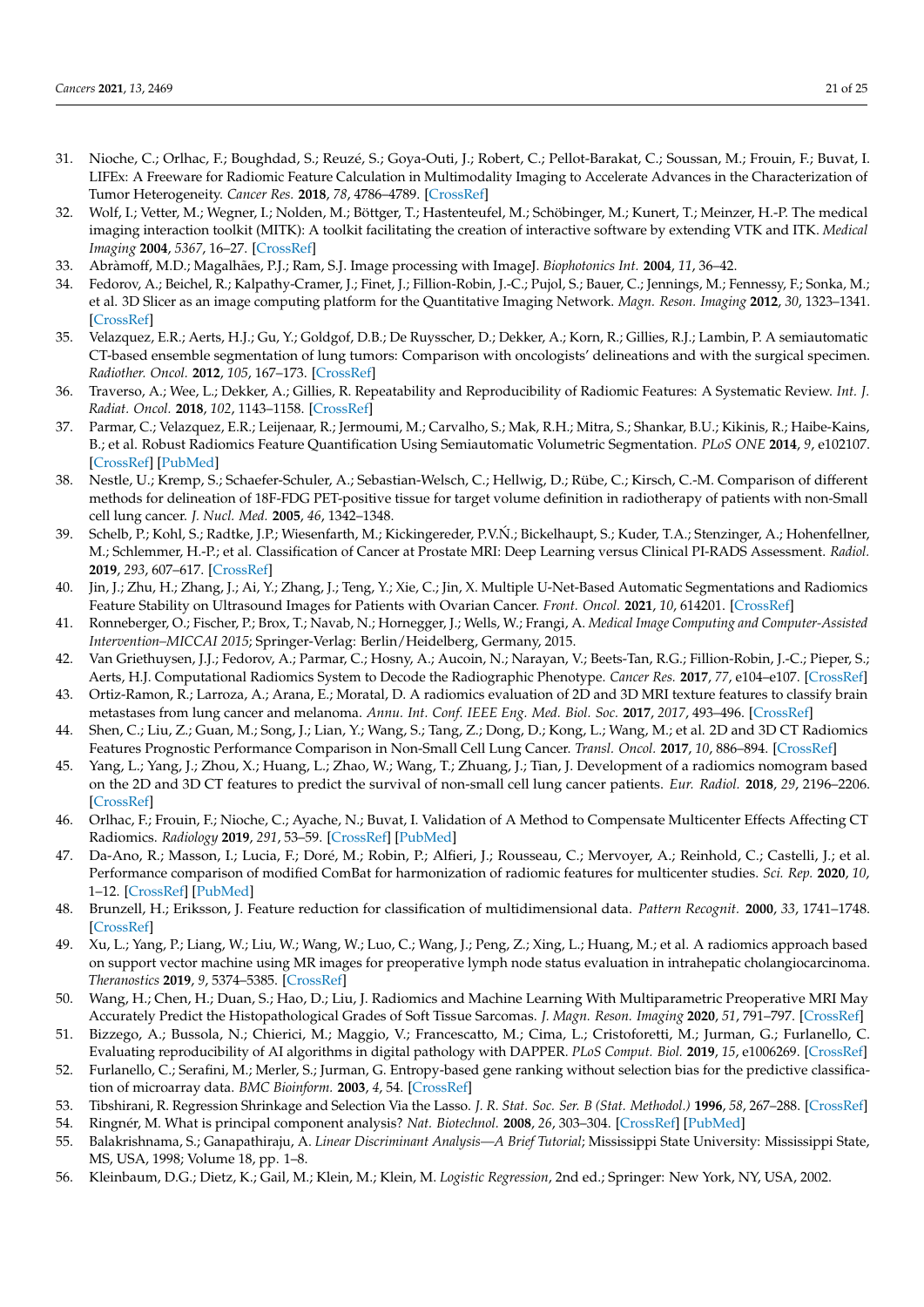31. Nioche, C.; Orlhac, F.; Boughdad, S.; Reuzé, S.; Goya-Outi, J.; Robert, C.; Pellot-Barakat, C.; Soussan, M.; Frouin, F.; Buvat, I. LIFEx: A Freeware for Radiomic Feature Calculation in Multimodality Imaging to Accelerate Advances in the Characterization of Tumor Heterogeneity. *Cancer Res.* **2018**, *78*, 4786–4789. [CrossRef]
32. Wolf, I.; Vetter, M.; Wegner, I.; Nolden, M.; Böttger, T.; Hastenteufel, M.; Schöbinger, M.; Kunert, T.; Meinzer, H.-P. The medical imaging interaction toolkit (MITK): A toolkit facilitating the creation of interactive software by extending VTK and ITK. *Medical Imaging* **2004**, *5367*, 16–27. [CrossRef]
33. Abràmoff, M.D.; Magalhães, P.J.; Ram, S.J. Image processing with ImageJ. *Biophotonics Int.* **2004**, *11*, 36–42.
34. Fedorov, A.; Beichel, R.; Kalpathy-Cramer, J.; Finet, J.; Fillion-Robin, J.-C.; Pujol, S.; Bauer, C.; Jennings, M.; Fennessy, F.; Sonka, M.; et al. 3D Slicer as an image computing platform for the Quantitative Imaging Network. *Magn. Reson. Imaging* **2012**, *30*, 1323–1341. [CrossRef]
35. Velazquez, E.R.; Aerts, H.J.; Gu, Y.; Goldgof, D.B.; De Ruysscher, D.; Dekker, A.; Korn, R.; Gillies, R.J.; Lambin, P. A semiautomatic CT-based ensemble segmentation of lung tumors: Comparison with oncologists' delineations and with the surgical specimen. *Radiother. Oncol.* **2012**, *105*, 167–173. [CrossRef]
36. Traverso, A.; Wee, L.; Dekker, A.; Gillies, R. Repeatability and Reproducibility of Radiomic Features: A Systematic Review. *Int. J. Radiat. Oncol.* **2018**, *102*, 1143–1158. [CrossRef]
37. Parmar, C.; Velazquez, E.R.; Leijenaar, R.; Jermoumi, M.; Carvalho, S.; Mak, R.H.; Mitra, S.; Shankar, B.U.; Kikinis, R.; Haibe-Kains, B.; et al. Robust Radiomics Feature Quantification Using Semiautomatic Volumetric Segmentation. *PLoS ONE* **2014**, *9*, e102107. [CrossRef] [PubMed]
38. Nestle, U.; Kremp, S.; Schaefer-Schuler, A.; Sebastian-Welsch, C.; Hellwig, D.; Rübe, C.; Kirsch, C.-M. Comparison of different methods for delineation of 18F-FDG PET-positive tissue for target volume definition in radiotherapy of patients with non-Small cell lung cancer. *J. Nucl. Med.* **2005**, *46*, 1342–1348.
39. Schelb, P.; Kohl, S.; Radtke, J.P.; Wiesenfarth, M.; Kickingereder, P.V.Ń.; Bickelhaupt, S.; Kuder, T.A.; Stenzinger, A.; Hohenfellner, M.; Schlemmer, H.-P.; et al. Classification of Cancer at Prostate MRI: Deep Learning versus Clinical PI-RADS Assessment. *Radiol.* **2019**, *293*, 607–617. [CrossRef]
40. Jin, J.; Zhu, H.; Zhang, J.; Ai, Y.; Zhang, J.; Teng, Y.; Xie, C.; Jin, X. Multiple U-Net-Based Automatic Segmentations and Radiomics Feature Stability on Ultrasound Images for Patients with Ovarian Cancer. *Front. Oncol.* **2021**, *10*, 614201. [CrossRef]
41. Ronneberger, O.; Fischer, P.; Brox, T.; Navab, N.; Hornegger, J.; Wells, W.; Frangi, A. *Medical Image Computing and Computer-Assisted Intervention–MICCAI 2015*; Springer-Verlag: Berlin/Heidelberg, Germany, 2015.
42. Van Griethuysen, J.J.; Fedorov, A.; Parmar, C.; Hosny, A.; Aucoin, N.; Narayan, V.; Beets-Tan, R.G.; Fillion-Robin, J.-C.; Pieper, S.; Aerts, H.J. Computational Radiomics System to Decode the Radiographic Phenotype. *Cancer Res.* **2017**, *77*, e104–e107. [CrossRef]
43. Ortiz-Ramon, R.; Larroza, A.; Arana, E.; Moratal, D. A radiomics evaluation of 2D and 3D MRI texture features to classify brain metastases from lung cancer and melanoma. *Annu. Int. Conf. IEEE Eng. Med. Biol. Soc.* **2017**, *2017*, 493–496. [CrossRef]
44. Shen, C.; Liu, Z.; Guan, M.; Song, J.; Lian, Y.; Wang, S.; Tang, Z.; Dong, D.; Kong, L.; Wang, M.; et al. 2D and 3D CT Radiomics Features Prognostic Performance Comparison in Non-Small Cell Lung Cancer. *Transl. Oncol.* **2017**, *10*, 886–894. [CrossRef]
45. Yang, L.; Yang, J.; Zhou, X.; Huang, L.; Zhao, W.; Wang, T.; Zhuang, J.; Tian, J. Development of a radiomics nomogram based on the 2D and 3D CT features to predict the survival of non-small cell lung cancer patients. *Eur. Radiol.* **2018**, *29*, 2196–2206. [CrossRef]
46. Orlhac, F.; Frouin, F.; Nioche, C.; Ayache, N.; Buvat, I. Validation of A Method to Compensate Multicenter Effects Affecting CT Radiomics. *Radiology* **2019**, *291*, 53–59. [CrossRef] [PubMed]
47. Da-Ano, R.; Masson, I.; Lucia, F.; Doré, M.; Robin, P.; Alfieri, J.; Rousseau, C.; Mervoyer, A.; Reinhold, C.; Castelli, J.; et al. Performance comparison of modified ComBat for harmonization of radiomic features for multicenter studies. *Sci. Rep.* **2020**, *10*, 1–12. [CrossRef] [PubMed]
48. Brunzell, H.; Eriksson, J. Feature reduction for classification of multidimensional data. *Pattern Recognit.* **2000**, *33*, 1741–1748. [CrossRef]
49. Xu, L.; Yang, P.; Liang, W.; Liu, W.; Wang, W.; Luo, C.; Wang, J.; Peng, Z.; Xing, L.; Huang, M.; et al. A radiomics approach based on support vector machine using MR images for preoperative lymph node status evaluation in intrahepatic cholangiocarcinoma. *Theranostics* **2019**, *9*, 5374–5385. [CrossRef]
50. Wang, H.; Chen, H.; Duan, S.; Hao, D.; Liu, J. Radiomics and Machine Learning With Multiparametric Preoperative MRI May Accurately Predict the Histopathological Grades of Soft Tissue Sarcomas. *J. Magn. Reson. Imaging* **2020**, *51*, 791–797. [CrossRef]
51. Bizzego, A.; Bussola, N.; Chierici, M.; Maggio, V.; Francescatto, M.; Cima, L.; Cristoforetti, M.; Jurman, G.; Furlanello, C. Evaluating reproducibility of AI algorithms in digital pathology with DAPPER. *PLoS Comput. Biol.* **2019**, *15*, e1006269. [CrossRef]
52. Furlanello, C.; Serafini, M.; Merler, S.; Jurman, G. Entropy-based gene ranking without selection bias for the predictive classification of microarray data. *BMC Bioinform.* **2003**, *4*, 54. [CrossRef]
53. Tibshirani, R. Regression Shrinkage and Selection Via the Lasso. *J. R. Stat. Soc. Ser. B (Stat. Methodol.)* **1996**, *58*, 267–288. [CrossRef]
54. Ringnér, M. What is principal component analysis? *Nat. Biotechnol.* **2008**, *26*, 303–304. [CrossRef] [PubMed]
55. Balakrishnama, S.; Ganapathiraju, A. *Linear Discriminant Analysis—A Brief Tutorial*; Mississippi State University: Mississippi State, MS, USA, 1998; Volume 18, pp. 1–8.
56. Kleinbaum, D.G.; Dietz, K.; Gail, M.; Klein, M.; Klein, M. *Logistic Regression*, 2nd ed.; Springer: New York, NY, USA, 2002.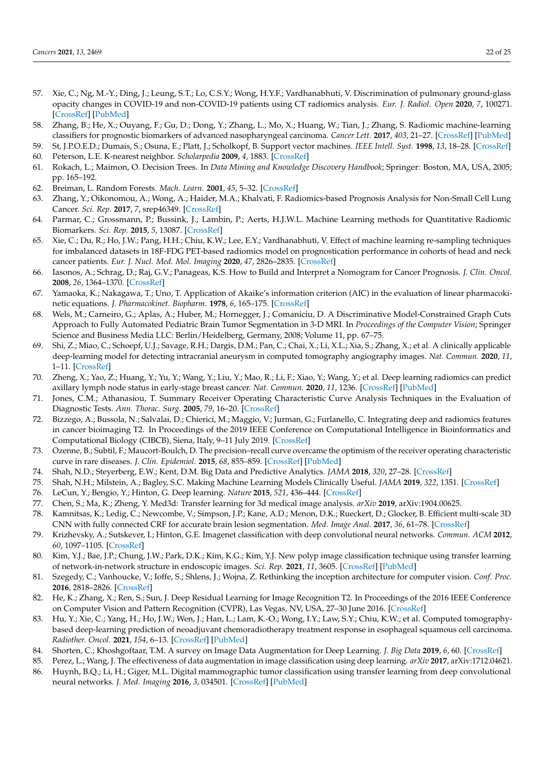57. Xie, C.; Ng, M.-Y.; Ding, J.; Leung, S.T.; Lo, C.S.Y.; Wong, H.Y.F.; Vardhanabhuti, V. Discrimination of pulmonary ground-glass opacity changes in COVID-19 and non-COVID-19 patients using CT radiomics analysis. *Eur. J. Radiol. Open* **2020**, *7*, 100271. [CrossRef] [PubMed]
58. Zhang, B.; He, X.; Ouyang, F.; Gu, D.; Dong, Y.; Zhang, L.; Mo, X.; Huang, W.; Tian, J.; Zhang, S. Radiomic machine-learning classifiers for prognostic biomarkers of advanced nasopharyngeal carcinoma. *Cancer Lett.* **2017**, *403*, 21–27. [CrossRef] [PubMed]
59. St, J.P.O.E.D.; Dumais, S.; Osuna, E.; Platt, J.; Scholkopf, B. Support vector machines. *IEEE Intell. Syst.* **1998**, *13*, 18–28. [CrossRef]
60. Peterson, L.E. K-nearest neighbor. *Scholarpedia* **2009**, *4*, 1883. [CrossRef]
61. Rokach, L.; Maimon, O. Decision Trees. In *Data Mining and Knowledge Discovery Handbook*; Springer: Boston, MA, USA, 2005; pp. 165–192.
62. Breiman, L. Random Forests. *Mach. Learn.* **2001**, *45*, 5–32. [CrossRef]
63. Zhang, Y.; Oikonomou, A.; Wong, A.; Haider, M.A.; Khalvati, F. Radiomics-based Prognosis Analysis for Non-Small Cell Lung Cancer. *Sci. Rep.* **2017**, *7*, srep46349. [CrossRef]
64. Parmar, C.; Grossmann, P.; Bussink, J.; Lambin, P.; Aerts, H.J.W.L. Machine Learning methods for Quantitative Radiomic Biomarkers. *Sci. Rep.* **2015**, *5*, 13087. [CrossRef]
65. Xie, C.; Du, R.; Ho, J.W.; Pang, H.H.; Chiu, K.W.; Lee, E.Y.; Vardhanabhuti, V. Effect of machine learning re-sampling techniques for imbalanced datasets in 18F-FDG PET-based radiomics model on prognostication performance in cohorts of head and neck cancer patients. *Eur. J. Nucl. Med. Mol. Imaging* **2020**, *47*, 2826–2835. [CrossRef]
66. Iasonos, A.; Schrag, D.; Raj, G.V.; Panageas, K.S. How to Build and Interpret a Nomogram for Cancer Prognosis. *J. Clin. Oncol.* **2008**, *26*, 1364–1370. [CrossRef]
67. Yamaoka, K.; Nakagawa, T.; Uno, T. Application of Akaike's information criterion (AIC) in the evaluation of linear pharmacokinetic equations. *J. Pharmacokinet. Biopharm.* **1978**, *6*, 165–175. [CrossRef]
68. Wels, M.; Carneiro, G.; Aplas, A.; Huber, M.; Hornegger, J.; Comaniciu, D. A Discriminative Model-Constrained Graph Cuts Approach to Fully Automated Pediatric Brain Tumor Segmentation in 3-D MRI. In *Proceedings of the Computer Vision*; Springer Science and Business Media LLC: Berlin/Heidelberg, Germany, 2008; Volume 11, pp. 67–75.
69. Shi, Z.; Miao, C.; Schoepf, U.J.; Savage, R.H.; Dargis, D.M.; Pan, C.; Chai, X.; Li, X.L.; Xia, S.; Zhang, X.; et al. A clinically applicable deep-learning model for detecting intracranial aneurysm in computed tomography angiography images. *Nat. Commun.* **2020**, *11*, 1–11. [CrossRef]
70. Zheng, X.; Yao, Z.; Huang, Y.; Yu, Y.; Wang, Y.; Liu, Y.; Mao, R.; Li, F.; Xiao, Y.; Wang, Y.; et al. Deep learning radiomics can predict axillary lymph node status in early-stage breast cancer. *Nat. Commun.* **2020**, *11*, 1236. [CrossRef] [PubMed]
71. Jones, C.M.; Athanasiou, T. Summary Receiver Operating Characteristic Curve Analysis Techniques in the Evaluation of Diagnostic Tests. *Ann. Thorac. Surg.* **2005**, *79*, 16–20. [CrossRef]
72. Bizzego, A.; Bussola, N.; Salvalai, D.; Chierici, M.; Maggio, V.; Jurman, G.; Furlanello, C. Integrating deep and radiomics features in cancer bioimaging T2. In Proceedings of the 2019 IEEE Conference on Computational Intelligence in Bioinformatics and Computational Biology (CIBCB), Siena, Italy, 9–11 July 2019. [CrossRef]
73. Ozenne, B.; Subtil, F.; Maucort-Boulch, D. The precision–recall curve overcame the optimism of the receiver operating characteristic curve in rare diseases. *J. Clin. Epidemiol.* **2015**, *68*, 855–859. [CrossRef] [PubMed]
74. Shah, N.D.; Steyerberg, E.W.; Kent, D.M. Big Data and Predictive Analytics. *JAMA* **2018**, *320*, 27–28. [CrossRef]
75. Shah, N.H.; Milstein, A.; Bagley, S.C. Making Machine Learning Models Clinically Useful. *JAMA* **2019**, *322*, 1351. [CrossRef]
76. LeCun, Y.; Bengio, Y.; Hinton, G. Deep learning. *Nature* **2015**, *521*, 436–444. [CrossRef]
77. Chen, S.; Ma, K.; Zheng, Y. Med3d: Transfer learning for 3d medical image analysis. *arXiv* **2019**, arXiv:1904.00625.
78. Kamnitsas, K.; Ledig, C.; Newcombe, V.; Simpson, J.P.; Kane, A.D.; Menon, D.K.; Rueckert, D.; Glocker, B. Efficient multi-scale 3D CNN with fully connected CRF for accurate brain lesion segmentation. *Med. Image Anal.* **2017**, *36*, 61–78. [CrossRef]
79. Krizhevsky, A.; Sutskever, I.; Hinton, G.E. Imagenet classification with deep convolutional neural networks. *Commun. ACM* **2012**, *60*, 1097–1105. [CrossRef]
80. Kim, Y.J.; Bae, J.P.; Chung, J.W.; Park, D.K.; Kim, K.G.; Kim, Y.J. New polyp image classification technique using transfer learning of network-in-network structure in endoscopic images. *Sci. Rep.* **2021**, *11*, 3605. [CrossRef] [PubMed]
81. Szegedy, C.; Vanhoucke, V.; Ioffe, S.; Shlens, J.; Wojna, Z. Rethinking the inception architecture for computer vision. *Conf. Proc.* **2016**, 2818–2826. [CrossRef]
82. He, K.; Zhang, X.; Ren, S.; Sun, J. Deep Residual Learning for Image Recognition T2. In Proceedings of the 2016 IEEE Conference on Computer Vision and Pattern Recognition (CVPR), Las Vegas, NV, USA, 27–30 June 2016. [CrossRef]
83. Hu, Y.; Xie, C.; Yang, H.; Ho, J.W.; Wen, J.; Han, L.; Lam, K.-O.; Wong, I.Y.; Law, S.Y.; Chiu, K.W.; et al. Computed tomography-based deep-learning prediction of neoadjuvant chemoradiotherapy treatment response in esophageal squamous cell carcinoma. *Radiother. Oncol.* **2021**, *154*, 6–13. [CrossRef] [PubMed]
84. Shorten, C.; Khoshgoftaar, T.M. A survey on Image Data Augmentation for Deep Learning. *J. Big Data* **2019**, *6*, 60. [CrossRef]
85. Perez, L.; Wang, J. The effectiveness of data augmentation in image classification using deep learning. *arXiv* **2017**, arXiv:1712.04621.
86. Huynh, B.Q.; Li, H.; Giger, M.L. Digital mammographic tumor classification using transfer learning from deep convolutional neural networks. *J. Med. Imaging* **2016**, *3*, 034501. [CrossRef] [PubMed]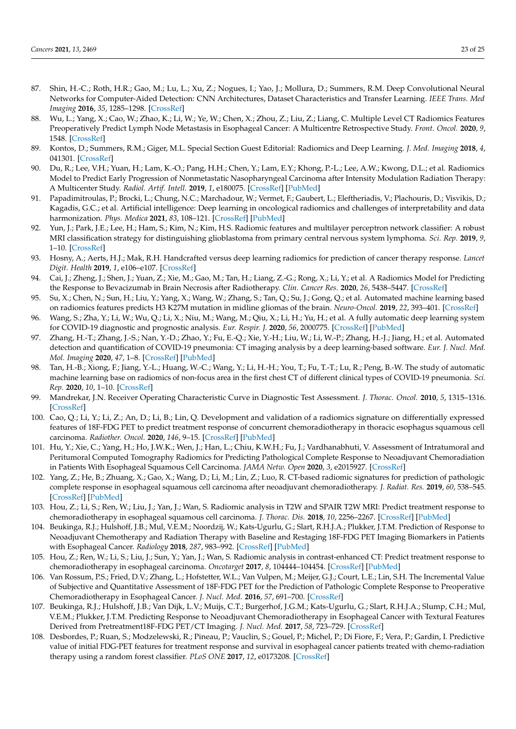87. Shin, H.-C.; Roth, H.R.; Gao, M.; Lu, L.; Xu, Z.; Nogues, I.; Yao, J.; Mollura, D.; Summers, R.M. Deep Convolutional Neural Networks for Computer-Aided Detection: CNN Architectures, Dataset Characteristics and Transfer Learning. *IEEE Trans. Med Imaging* **2016**, *35*, 1285–1298. [CrossRef]
88. Wu, L.; Yang, X.; Cao, W.; Zhao, K.; Li, W.; Ye, W.; Chen, X.; Zhou, Z.; Liu, Z.; Liang, C. Multiple Level CT Radiomics Features Preoperatively Predict Lymph Node Metastasis in Esophageal Cancer: A Multicentre Retrospective Study. *Front. Oncol.* **2020**, *9*, 1548. [CrossRef]
89. Kontos, D.; Summers, R.M.; Giger, M.L. Special Section Guest Editorial: Radiomics and Deep Learning. *J. Med. Imaging* **2018**, *4*, 041301. [CrossRef]
90. Du, R.; Lee, V.H.; Yuan, H.; Lam, K.-O.; Pang, H.H.; Chen, Y.; Lam, E.Y.; Khong, P.-L.; Lee, A.W.; Kwong, D.L.; et al. Radiomics Model to Predict Early Progression of Nonmetastatic Nasopharyngeal Carcinoma after Intensity Modulation Radiation Therapy: A Multicenter Study. *Radiol. Artif. Intell.* **2019**, *1*, e180075. [CrossRef] [PubMed]
91. Papadimitroulas, P.; Brocki, L.; Chung, N.C.; Marchadour, W.; Vermet, F.; Gaubert, L.; Eleftheriadis, V.; Plachouris, D.; Visvikis, D.; Kagadis, G.C.; et al. Artificial intelligence: Deep learning in oncological radiomics and challenges of interpretability and data harmonization. *Phys. Medica* **2021**, *83*, 108–121. [CrossRef] [PubMed]
92. Yun, J.; Park, J.E.; Lee, H.; Ham, S.; Kim, N.; Kim, H.S. Radiomic features and multilayer perceptron network classifier: A robust MRI classification strategy for distinguishing glioblastoma from primary central nervous system lymphoma. *Sci. Rep.* **2019**, *9*, 1–10. [CrossRef]
93. Hosny, A.; Aerts, H.J.; Mak, R.H. Handcrafted versus deep learning radiomics for prediction of cancer therapy response. *Lancet Digit. Health* **2019**, *1*, e106–e107. [CrossRef]
94. Cai, J.; Zheng, J.; Shen, J.; Yuan, Z.; Xie, M.; Gao, M.; Tan, H.; Liang, Z.-G.; Rong, X.; Li, Y.; et al. A Radiomics Model for Predicting the Response to Bevacizumab in Brain Necrosis after Radiotherapy. *Clin. Cancer Res.* **2020**, *26*, 5438–5447. [CrossRef]
95. Su, X.; Chen, N.; Sun, H.; Liu, Y.; Yang, X.; Wang, W.; Zhang, S.; Tan, Q.; Su, J.; Gong, Q.; et al. Automated machine learning based on radiomics features predicts H3 K27M mutation in midline gliomas of the brain. *Neuro-Oncol.* **2019**, *22*, 393–401. [CrossRef]
96. Wang, S.; Zha, Y.; Li, W.; Wu, Q.; Li, X.; Niu, M.; Wang, M.; Qiu, X.; Li, H.; Yu, H.; et al. A fully automatic deep learning system for COVID-19 diagnostic and prognostic analysis. *Eur. Respir. J.* **2020**, *56*, 2000775. [CrossRef] [PubMed]
97. Zhang, H.-T.; Zhang, J.-S.; Nan, Y.-D.; Zhao, Y.; Fu, E.-Q.; Xie, Y.-H.; Liu, W.; Li, W.-P.; Zhang, H.-J.; Jiang, H.; et al. Automated detection and quantification of COVID-19 pneumonia: CT imaging analysis by a deep learning-based software. *Eur. J. Nucl. Med. Mol. Imaging* **2020**, *47*, 1–8. [CrossRef] [PubMed]
98. Tan, H.-B.; Xiong, F.; Jiang, Y.-L.; Huang, W.-C.; Wang, Y.; Li, H.-H.; You, T.; Fu, T.-T.; Lu, R.; Peng, B.-W. The study of automatic machine learning base on radiomics of non-focus area in the first chest CT of different clinical types of COVID-19 pneumonia. *Sci. Rep.* **2020**, *10*, 1–10. [CrossRef]
99. Mandrekar, J.N. Receiver Operating Characteristic Curve in Diagnostic Test Assessment. *J. Thorac. Oncol.* **2010**, *5*, 1315–1316. [CrossRef]
100. Cao, Q.; Li, Y.; Li, Z.; An, D.; Li, B.; Lin, Q. Development and validation of a radiomics signature on differentially expressed features of 18F-FDG PET to predict treatment response of concurrent chemoradiotherapy in thoracic esophagus squamous cell carcinoma. *Radiother. Oncol.* **2020**, *146*, 9–15. [CrossRef] [PubMed]
101. Hu, Y.; Xie, C.; Yang, H.; Ho, J.W.K.; Wen, J.; Han, L.; Chiu, K.W.H.; Fu, J.; Vardhanabhuti, V. Assessment of Intratumoral and Peritumoral Computed Tomography Radiomics for Predicting Pathological Complete Response to Neoadjuvant Chemoradiation in Patients With Esophageal Squamous Cell Carcinoma. *JAMA Netw. Open* **2020**, *3*, e2015927. [CrossRef]
102. Yang, Z.; He, B.; Zhuang, X.; Gao, X.; Wang, D.; Li, M.; Lin, Z.; Luo, R. CT-based radiomic signatures for prediction of pathologic complete response in esophageal squamous cell carcinoma after neoadjuvant chemoradiotherapy. *J. Radiat. Res.* **2019**, *60*, 538–545. [CrossRef] [PubMed]
103. Hou, Z.; Li, S.; Ren, W.; Liu, J.; Yan, J.; Wan, S. Radiomic analysis in T2W and SPAIR T2W MRI: Predict treatment response to chemoradiotherapy in esophageal squamous cell carcinoma. *J. Thorac. Dis.* **2018**, *10*, 2256–2267. [CrossRef] [PubMed]
104. Beukinga, R.J.; Hulshoff, J.B.; Mul, V.E.M.; Noordzij, W.; Kats-Ugurlu, G.; Slart, R.H.J.A.; Plukker, J.T.M. Prediction of Response to Neoadjuvant Chemotherapy and Radiation Therapy with Baseline and Restaging 18F-FDG PET Imaging Biomarkers in Patients with Esophageal Cancer. *Radiology* **2018**, *287*, 983–992. [CrossRef] [PubMed]
105. Hou, Z.; Ren, W.; Li, S.; Liu, J.; Sun, Y.; Yan, J.; Wan, S. Radiomic analysis in contrast-enhanced CT: Predict treatment response to chemoradiotherapy in esophageal carcinoma. *Oncotarget* **2017**, *8*, 104444–104454. [CrossRef] [PubMed]
106. Van Rossum, P.S.; Fried, D.V.; Zhang, L.; Hofstetter, W.L.; Van Vulpen, M.; Meijer, G.J.; Court, L.E.; Lin, S.H. The Incremental Value of Subjective and Quantitative Assessment of 18F-FDG PET for the Prediction of Pathologic Complete Response to Preoperative Chemoradiotherapy in Esophageal Cancer. *J. Nucl. Med.* **2016**, *57*, 691–700. [CrossRef]
107. Beukinga, R.J.; Hulshoff, J.B.; Van Dijk, L.V.; Muijs, C.T.; Burgerhof, J.G.M.; Kats-Ugurlu, G.; Slart, R.H.J.A.; Slump, C.H.; Mul, V.E.M.; Plukker, J.T.M. Predicting Response to Neoadjuvant Chemoradiotherapy in Esophageal Cancer with Textural Features Derived from Pretreatment18F-FDG PET/CT Imaging. *J. Nucl. Med.* **2017**, *58*, 723–729. [CrossRef]
108. Desbordes, P.; Ruan, S.; Modzelewski, R.; Pineau, P.; Vauclin, S.; Gouel, P.; Michel, P.; Di Fiore, F.; Vera, P.; Gardin, I. Predictive value of initial FDG-PET features for treatment response and survival in esophageal cancer patients treated with chemo-radiation therapy using a random forest classifier. *PLoS ONE* **2017**, *12*, e0173208. [CrossRef]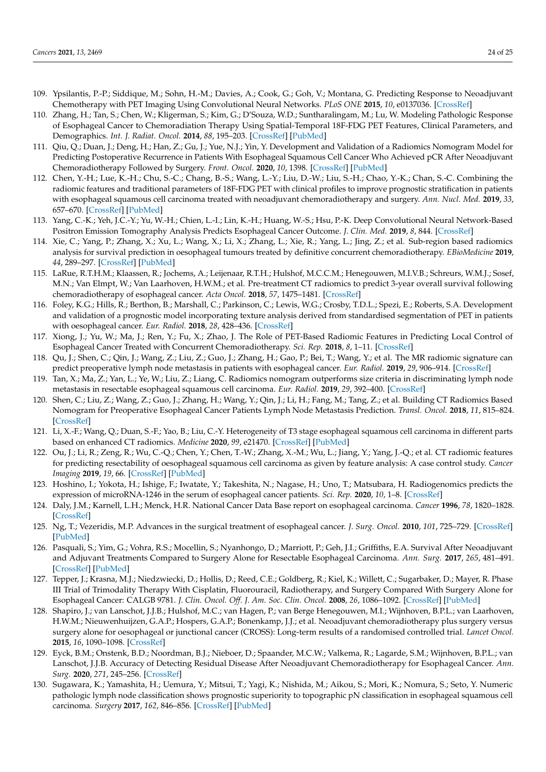109. Ypsilantis, P.-P.; Siddique, M.; Sohn, H.-M.; Davies, A.; Cook, G.; Goh, V.; Montana, G. Predicting Response to Neoadjuvant Chemotherapy with PET Imaging Using Convolutional Neural Networks. *PLoS ONE* **2015**, *10*, e0137036. [CrossRef]
110. Zhang, H.; Tan, S.; Chen, W.; Kligerman, S.; Kim, G.; D'Souza, W.D.; Suntharalingam, M.; Lu, W. Modeling Pathologic Response of Esophageal Cancer to Chemoradiation Therapy Using Spatial-Temporal 18F-FDG PET Features, Clinical Parameters, and Demographics. *Int. J. Radiat. Oncol.* **2014**, *88*, 195–203. [CrossRef] [PubMed]
111. Qiu, Q.; Duan, J.; Deng, H.; Han, Z.; Gu, J.; Yue, N.J.; Yin, Y. Development and Validation of a Radiomics Nomogram Model for Predicting Postoperative Recurrence in Patients With Esophageal Squamous Cell Cancer Who Achieved pCR After Neoadjuvant Chemoradiotherapy Followed by Surgery. *Front. Oncol.* **2020**, *10*, 1398. [CrossRef] [PubMed]
112. Chen, Y.-H.; Lue, K.-H.; Chu, S.-C.; Chang, B.-S.; Wang, L.-Y.; Liu, D.-W.; Liu, S.-H.; Chao, Y.-K.; Chan, S.-C. Combining the radiomic features and traditional parameters of 18F-FDG PET with clinical profiles to improve prognostic stratification in patients with esophageal squamous cell carcinoma treated with neoadjuvant chemoradiotherapy and surgery. *Ann. Nucl. Med.* **2019**, *33*, 657–670. [CrossRef] [PubMed]
113. Yang, C.-K.; Yeh, J.C.-Y.; Yu, W.-H.; Chien, L.-I.; Lin, K.-H.; Huang, W.-S.; Hsu, P.-K. Deep Convolutional Neural Network-Based Positron Emission Tomography Analysis Predicts Esophageal Cancer Outcome. *J. Clin. Med.* **2019**, *8*, 844. [CrossRef]
114. Xie, C.; Yang, P.; Zhang, X.; Xu, L.; Wang, X.; Li, X.; Zhang, L.; Xie, R.; Yang, L.; Jing, Z.; et al. Sub-region based radiomics analysis for survival prediction in oesophageal tumours treated by definitive concurrent chemoradiotherapy. *EBioMedicine* **2019**, *44*, 289–297. [CrossRef] [PubMed]
115. LaRue, R.T.H.M.; Klaassen, R.; Jochems, A.; Leijenaar, R.T.H.; Hulshof, M.C.C.M.; Henegouwen, M.I.V.B.; Schreurs, W.M.J.; Sosef, M.N.; Van Elmpt, W.; Van Laarhoven, H.W.M.; et al. Pre-treatment CT radiomics to predict 3-year overall survival following chemoradiotherapy of esophageal cancer. *Acta Oncol.* **2018**, *57*, 1475–1481. [CrossRef]
116. Foley, K.G.; Hills, R.; Berthon, B.; Marshall, C.; Parkinson, C.; Lewis, W.G.; Crosby, T.D.L.; Spezi, E.; Roberts, S.A. Development and validation of a prognostic model incorporating texture analysis derived from standardised segmentation of PET in patients with oesophageal cancer. *Eur. Radiol.* **2018**, *28*, 428–436. [CrossRef]
117. Xiong, J.; Yu, W.; Ma, J.; Ren, Y.; Fu, X.; Zhao, J. The Role of PET-Based Radiomic Features in Predicting Local Control of Esophageal Cancer Treated with Concurrent Chemoradiotherapy. *Sci. Rep.* **2018**, *8*, 1–11. [CrossRef]
118. Qu, J.; Shen, C.; Qin, J.; Wang, Z.; Liu, Z.; Guo, J.; Zhang, H.; Gao, P.; Bei, T.; Wang, Y.; et al. The MR radiomic signature can predict preoperative lymph node metastasis in patients with esophageal cancer. *Eur. Radiol.* **2019**, *29*, 906–914. [CrossRef]
119. Tan, X.; Ma, Z.; Yan, L.; Ye, W.; Liu, Z.; Liang, C. Radiomics nomogram outperforms size criteria in discriminating lymph node metastasis in resectable esophageal squamous cell carcinoma. *Eur. Radiol.* **2019**, *29*, 392–400. [CrossRef]
120. Shen, C.; Liu, Z.; Wang, Z.; Guo, J.; Zhang, H.; Wang, Y.; Qin, J.; Li, H.; Fang, M.; Tang, Z.; et al. Building CT Radiomics Based Nomogram for Preoperative Esophageal Cancer Patients Lymph Node Metastasis Prediction. *Transl. Oncol.* **2018**, *11*, 815–824. [CrossRef]
121. Li, X.-F.; Wang, Q.; Duan, S.-F.; Yao, B.; Liu, C.-Y. Heterogeneity of T3 stage esophageal squamous cell carcinoma in different parts based on enhanced CT radiomics. *Medicine* **2020**, *99*, e21470. [CrossRef] [PubMed]
122. Ou, J.; Li, R.; Zeng, R.; Wu, C.-Q.; Chen, Y.; Chen, T.-W.; Zhang, X.-M.; Wu, L.; Jiang, Y.; Yang, J.-Q.; et al. CT radiomic features for predicting resectability of oesophageal squamous cell carcinoma as given by feature analysis: A case control study. *Cancer Imaging* **2019**, *19*, 66. [CrossRef] [PubMed]
123. Hoshino, I.; Yokota, H.; Ishige, F.; Iwatate, Y.; Takeshita, N.; Nagase, H.; Uno, T.; Matsubara, H. Radiogenomics predicts the expression of microRNA-1246 in the serum of esophageal cancer patients. *Sci. Rep.* **2020**, *10*, 1–8. [CrossRef]
124. Daly, J.M.; Karnell, L.H.; Menck, H.R. National Cancer Data Base report on esophageal carcinoma. *Cancer* **1996**, *78*, 1820–1828. [CrossRef]
125. Ng, T.; Vezeridis, M.P. Advances in the surgical treatment of esophageal cancer. *J. Surg. Oncol.* **2010**, *101*, 725–729. [CrossRef] [PubMed]
126. Pasquali, S.; Yim, G.; Vohra, R.S.; Mocellin, S.; Nyanhongo, D.; Marriott, P.; Geh, J.I.; Griffiths, E.A. Survival After Neoadjuvant and Adjuvant Treatments Compared to Surgery Alone for Resectable Esophageal Carcinoma. *Ann. Surg.* **2017**, *265*, 481–491. [CrossRef] [PubMed]
127. Tepper, J.; Krasna, M.J.; Niedzwiecki, D.; Hollis, D.; Reed, C.E.; Goldberg, R.; Kiel, K.; Willett, C.; Sugarbaker, D.; Mayer, R. Phase III Trial of Trimodality Therapy With Cisplatin, Fluorouracil, Radiotherapy, and Surgery Compared With Surgery Alone for Esophageal Cancer: CALGB 9781. *J. Clin. Oncol. Off. J. Am. Soc. Clin. Oncol.* **2008**, *26*, 1086–1092. [CrossRef] [PubMed]
128. Shapiro, J.; van Lanschot, J.J.B.; Hulshof, M.C.; van Hagen, P.; van Berge Henegouwen, M.I.; Wijnhoven, B.P.L.; van Laarhoven, H.W.M.; Nieuwenhuijzen, G.A.P.; Hospers, G.A.P.; Bonenkamp, J.J.; et al. Neoadjuvant chemoradiotherapy plus surgery versus surgery alone for oesophageal or junctional cancer (CROSS): Long-term results of a randomised controlled trial. *Lancet Oncol.* **2015**, *16*, 1090–1098. [CrossRef]
129. Eyck, B.M.; Onstenk, B.D.; Noordman, B.J.; Nieboer, D.; Spaander, M.C.W.; Valkema, R.; Lagarde, S.M.; Wijnhoven, B.P.L.; van Lanschot, J.J.B. Accuracy of Detecting Residual Disease After Neoadjuvant Chemoradiotherapy for Esophageal Cancer. *Ann. Surg.* **2020**, *271*, 245–256. [CrossRef]
130. Sugawara, K.; Yamashita, H.; Uemura, Y.; Mitsui, T.; Yagi, K.; Nishida, M.; Aikou, S.; Mori, K.; Nomura, S.; Seto, Y. Numeric pathologic lymph node classification shows prognostic superiority to topographic pN classification in esophageal squamous cell carcinoma. *Surgery* **2017**, *162*, 846–856. [CrossRef] [PubMed]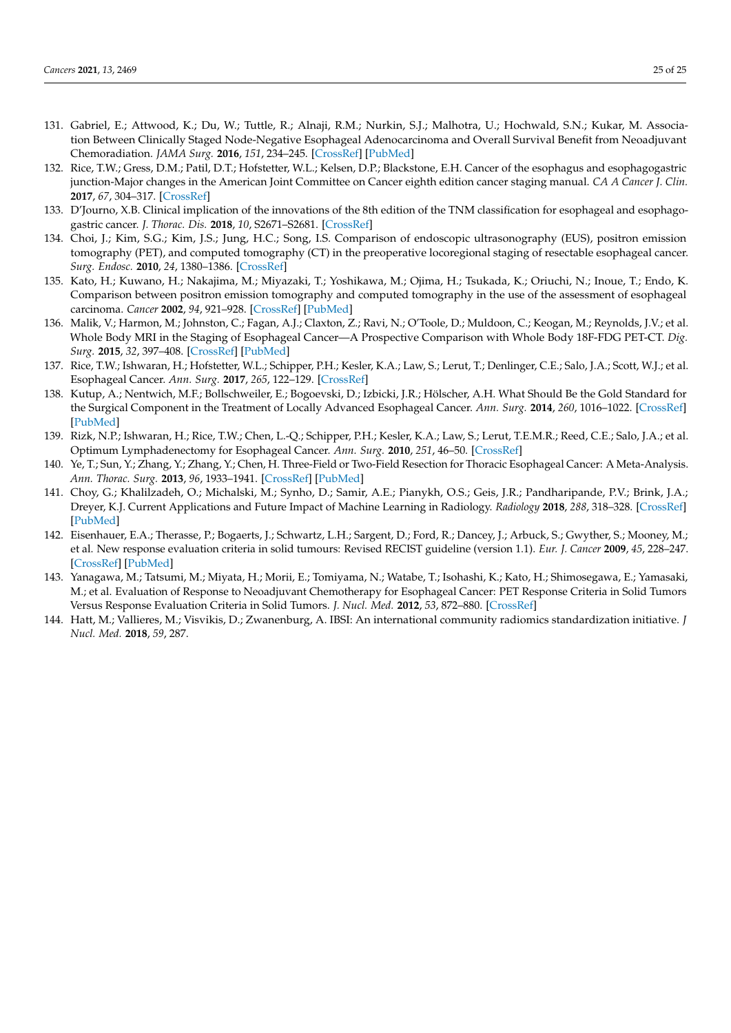131. Gabriel, E.; Attwood, K.; Du, W.; Tuttle, R.; Alnaji, R.M.; Nurkin, S.J.; Malhotra, U.; Hochwald, S.N.; Kukar, M. Association Between Clinically Staged Node-Negative Esophageal Adenocarcinoma and Overall Survival Benefit from Neoadjuvant Chemoradiation. *JAMA Surg.* **2016**, *151*, 234–245. [CrossRef] [PubMed]
132. Rice, T.W.; Gress, D.M.; Patil, D.T.; Hofstetter, W.L.; Kelsen, D.P.; Blackstone, E.H. Cancer of the esophagus and esophagogastric junction-Major changes in the American Joint Committee on Cancer eighth edition cancer staging manual. *CA A Cancer J. Clin.* **2017**, *67*, 304–317. [CrossRef]
133. D'Journo, X.B. Clinical implication of the innovations of the 8th edition of the TNM classification for esophageal and esophagogastric cancer. *J. Thorac. Dis.* **2018**, *10*, S2671–S2681. [CrossRef]
134. Choi, J.; Kim, S.G.; Kim, J.S.; Jung, H.C.; Song, I.S. Comparison of endoscopic ultrasonography (EUS), positron emission tomography (PET), and computed tomography (CT) in the preoperative locoregional staging of resectable esophageal cancer. *Surg. Endosc.* **2010**, *24*, 1380–1386. [CrossRef]
135. Kato, H.; Kuwano, H.; Nakajima, M.; Miyazaki, T.; Yoshikawa, M.; Ojima, H.; Tsukada, K.; Oriuchi, N.; Inoue, T.; Endo, K. Comparison between positron emission tomography and computed tomography in the use of the assessment of esophageal carcinoma. *Cancer* **2002**, *94*, 921–928. [CrossRef] [PubMed]
136. Malik, V.; Harmon, M.; Johnston, C.; Fagan, A.J.; Claxton, Z.; Ravi, N.; O'Toole, D.; Muldoon, C.; Keogan, M.; Reynolds, J.V.; et al. Whole Body MRI in the Staging of Esophageal Cancer—A Prospective Comparison with Whole Body 18F-FDG PET-CT. *Dig. Surg.* **2015**, *32*, 397–408. [CrossRef] [PubMed]
137. Rice, T.W.; Ishwaran, H.; Hofstetter, W.L.; Schipper, P.H.; Kesler, K.A.; Law, S.; Lerut, T.; Denlinger, C.E.; Salo, J.A.; Scott, W.J.; et al. Esophageal Cancer. *Ann. Surg.* **2017**, *265*, 122–129. [CrossRef]
138. Kutup, A.; Nentwich, M.F.; Bollschweiler, E.; Bogoevski, D.; Izbicki, J.R.; Hölscher, A.H. What Should Be the Gold Standard for the Surgical Component in the Treatment of Locally Advanced Esophageal Cancer. *Ann. Surg.* **2014**, *260*, 1016–1022. [CrossRef] [PubMed]
139. Rizk, N.P.; Ishwaran, H.; Rice, T.W.; Chen, L.-Q.; Schipper, P.H.; Kesler, K.A.; Law, S.; Lerut, T.E.M.R.; Reed, C.E.; Salo, J.A.; et al. Optimum Lymphadenectomy for Esophageal Cancer. *Ann. Surg.* **2010**, *251*, 46–50. [CrossRef]
140. Ye, T.; Sun, Y.; Zhang, Y.; Zhang, Y.; Chen, H. Three-Field or Two-Field Resection for Thoracic Esophageal Cancer: A Meta-Analysis. *Ann. Thorac. Surg.* **2013**, *96*, 1933–1941. [CrossRef] [PubMed]
141. Choy, G.; Khalilzadeh, O.; Michalski, M.; Synho, D.; Samir, A.E.; Pianykh, O.S.; Geis, J.R.; Pandharipande, P.V.; Brink, J.A.; Dreyer, K.J. Current Applications and Future Impact of Machine Learning in Radiology. *Radiology* **2018**, *288*, 318–328. [CrossRef] [PubMed]
142. Eisenhauer, E.A.; Therasse, P.; Bogaerts, J.; Schwartz, L.H.; Sargent, D.; Ford, R.; Dancey, J.; Arbuck, S.; Gwyther, S.; Mooney, M.; et al. New response evaluation criteria in solid tumours: Revised RECIST guideline (version 1.1). *Eur. J. Cancer* **2009**, *45*, 228–247. [CrossRef] [PubMed]
143. Yanagawa, M.; Tatsumi, M.; Miyata, H.; Morii, E.; Tomiyama, N.; Watabe, T.; Isohashi, K.; Kato, H.; Shimosegawa, E.; Yamasaki, M.; et al. Evaluation of Response to Neoadjuvant Chemotherapy for Esophageal Cancer: PET Response Criteria in Solid Tumors Versus Response Evaluation Criteria in Solid Tumors. *J. Nucl. Med.* **2012**, *53*, 872–880. [CrossRef]
144. Hatt, M.; Vallieres, M.; Visvikis, D.; Zwanenburg, A. IBSI: An international community radiomics standardization initiative. *J Nucl. Med.* **2018**, *59*, 287.